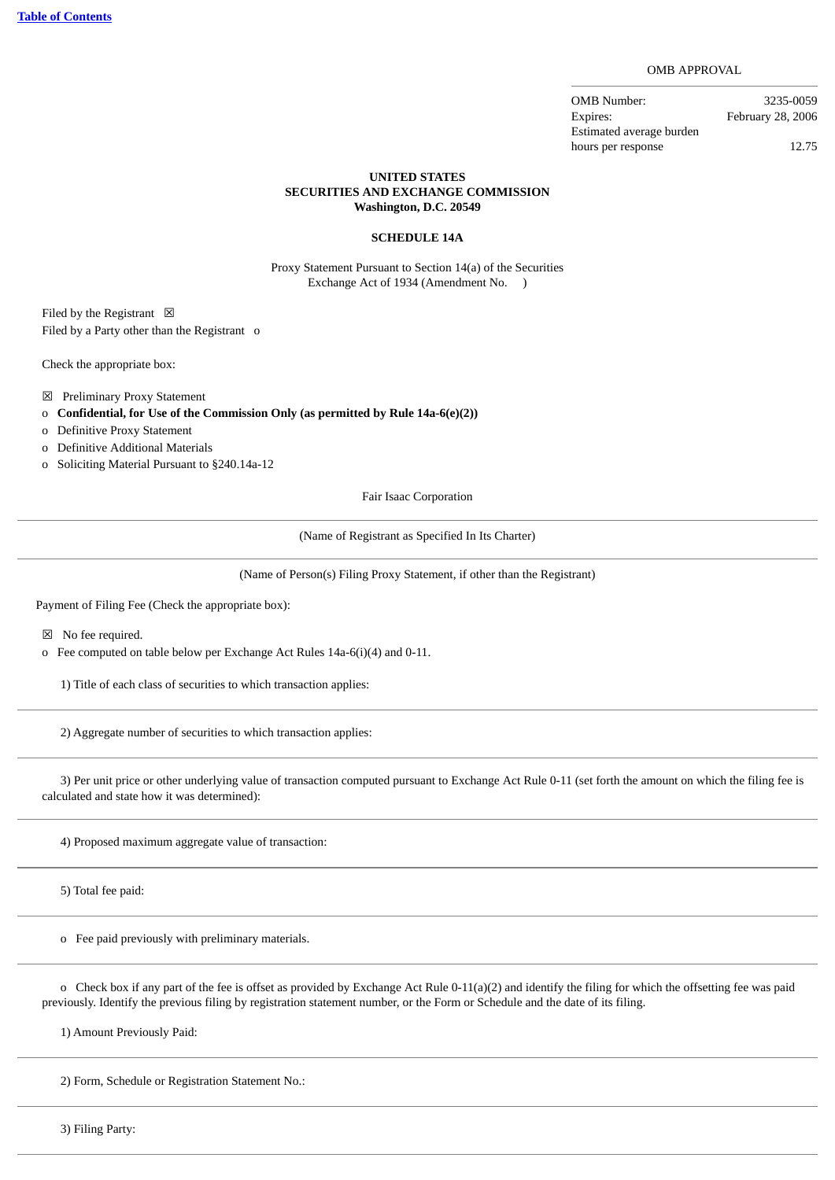[Table of Contents](#)

OMB APPROVAL

| | |
|---|---|
| OMB Number: | 3235-0059 |
| Expires: | February 28, 2006 |
| Estimated average burden hours per response | 12.75 |

**UNITED STATES**
**SECURITIES AND EXCHANGE COMMISSION**
**Washington, D.C. 20549**

**SCHEDULE 14A**

Proxy Statement Pursuant to Section 14(a) of the Securities Exchange Act of 1934 (Amendment No. )

Filed by the Registrant ☒
Filed by a Party other than the Registrant o

Check the appropriate box:

☒ Preliminary Proxy Statement
o **Confidential, for Use of the Commission Only (as permitted by Rule 14a-6(e)(2))**
o Definitive Proxy Statement
o Definitive Additional Materials
o Soliciting Material Pursuant to §240.14a-12

Fair Isaac Corporation

---

(Name of Registrant as Specified In Its Charter)

---

(Name of Person(s) Filing Proxy Statement, if other than the Registrant)

Payment of Filing Fee (Check the appropriate box):

☒ No fee required.
o Fee computed on table below per Exchange Act Rules 14a-6(i)(4) and 0-11.

1) Title of each class of securities to which transaction applies:

---

2) Aggregate number of securities to which transaction applies:

---

3) Per unit price or other underlying value of transaction computed pursuant to Exchange Act Rule 0-11 (set forth the amount on which the filing fee is calculated and state how it was determined):

---

4) Proposed maximum aggregate value of transaction:

---

5) Total fee paid:

---

o Fee paid previously with preliminary materials.

---

o Check box if any part of the fee is offset as provided by Exchange Act Rule 0-11(a)(2) and identify the filing for which the offsetting fee was paid previously. Identify the previous filing by registration statement number, or the Form or Schedule and the date of its filing.

1) Amount Previously Paid:

---

2) Form, Schedule or Registration Statement No.:

---

3) Filing Party:

---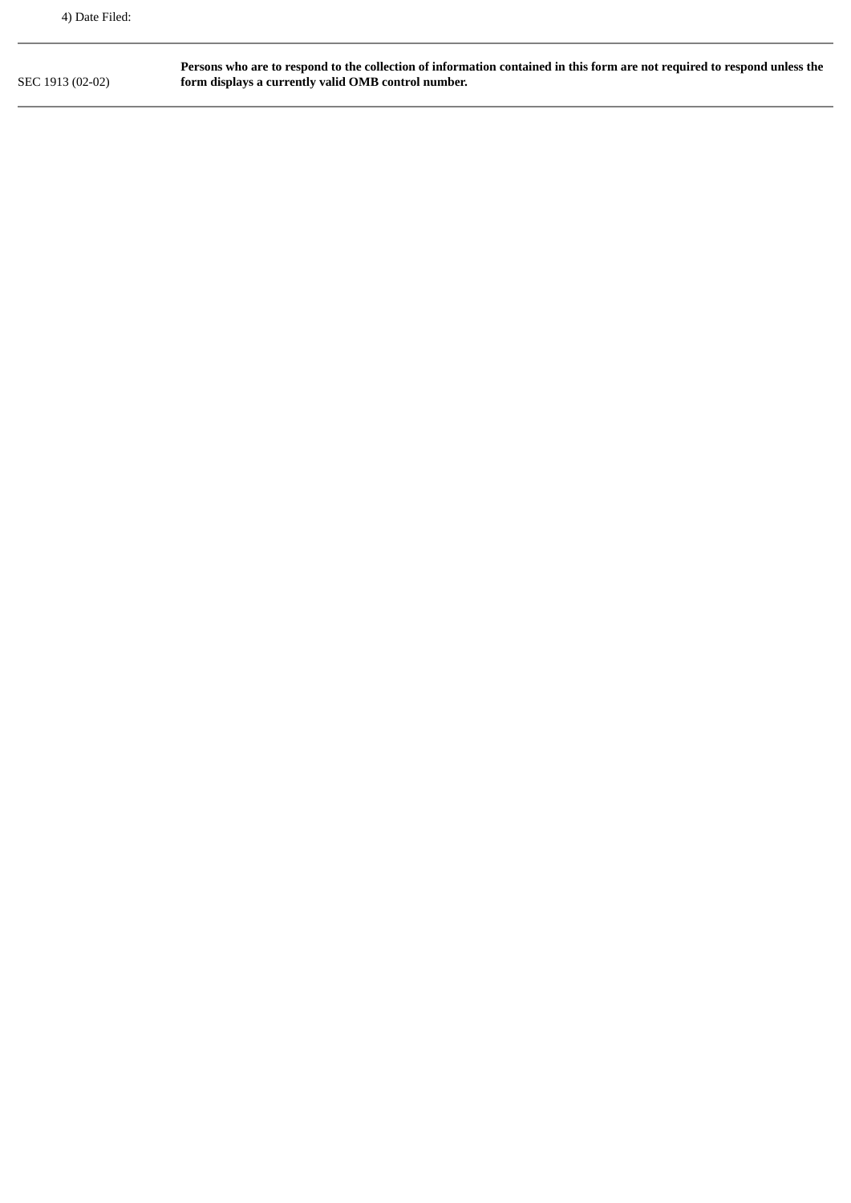4) Date Filed:

---

| SEC 1913 (02-02) | **Persons who are to respond to the collection of information contained in this form are not required to respond unless the form displays a currently valid OMB control number.** |
| --- | --- |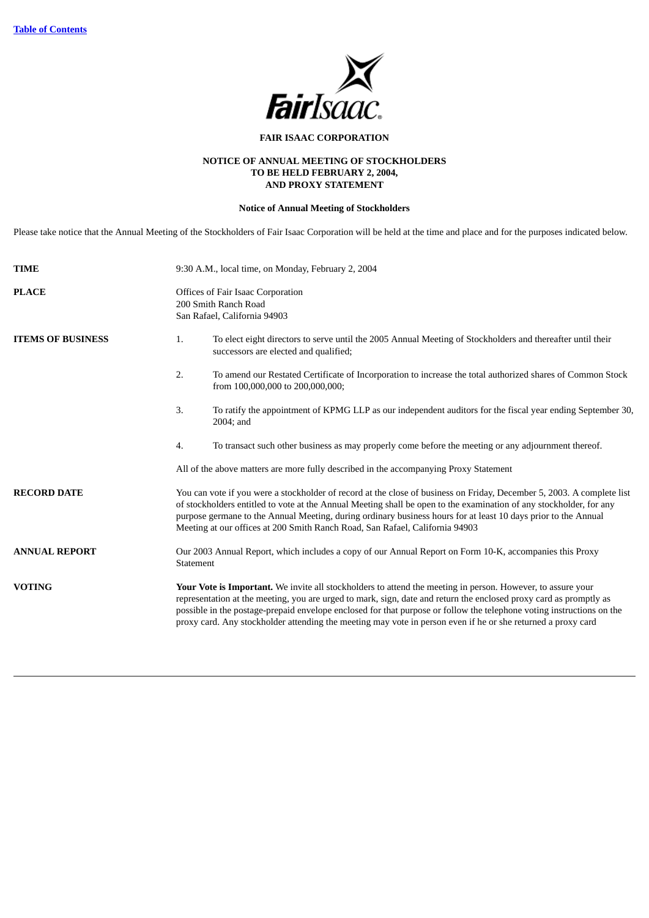[Table of Contents](#)

**FAIR ISAAC CORPORATION**

**NOTICE OF ANNUAL MEETING OF STOCKHOLDERS
TO BE HELD FEBRUARY 2, 2004,
AND PROXY STATEMENT**

**Notice of Annual Meeting of Stockholders**

Please take notice that the Annual Meeting of the Stockholders of Fair Isaac Corporation will be held at the time and place and for the purposes indicated below.

| | |
|---|---|
| **TIME** | 9:30 A.M., local time, on Monday, February 2, 2004 |
| **PLACE** | Offices of Fair Isaac Corporation<br>200 Smith Ranch Road<br>San Rafael, California 94903 |
| **ITEMS OF BUSINESS** | 1. To elect eight directors to serve until the 2005 Annual Meeting of Stockholders and thereafter until their successors are elected and qualified;<br><br>2. To amend our Restated Certificate of Incorporation to increase the total authorized shares of Common Stock from 100,000,000 to 200,000,000;<br><br>3. To ratify the appointment of KPMG LLP as our independent auditors for the fiscal year ending September 30, 2004; and<br><br>4. To transact such other business as may properly come before the meeting or any adjournment thereof.<br><br>All of the above matters are more fully described in the accompanying Proxy Statement |
| **RECORD DATE** | You can vote if you were a stockholder of record at the close of business on Friday, December 5, 2003. A complete list of stockholders entitled to vote at the Annual Meeting shall be open to the examination of any stockholder, for any purpose germane to the Annual Meeting, during ordinary business hours for at least 10 days prior to the Annual Meeting at our offices at 200 Smith Ranch Road, San Rafael, California 94903 |
| **ANNUAL REPORT** | Our 2003 Annual Report, which includes a copy of our Annual Report on Form 10-K, accompanies this Proxy Statement |
| **VOTING** | **Your Vote is Important.** We invite all stockholders to attend the meeting in person. However, to assure your representation at the meeting, you are urged to mark, sign, date and return the enclosed proxy card as promptly as possible in the postage-prepaid envelope enclosed for that purpose or follow the telephone voting instructions on the proxy card. Any stockholder attending the meeting may vote in person even if he or she returned a proxy card |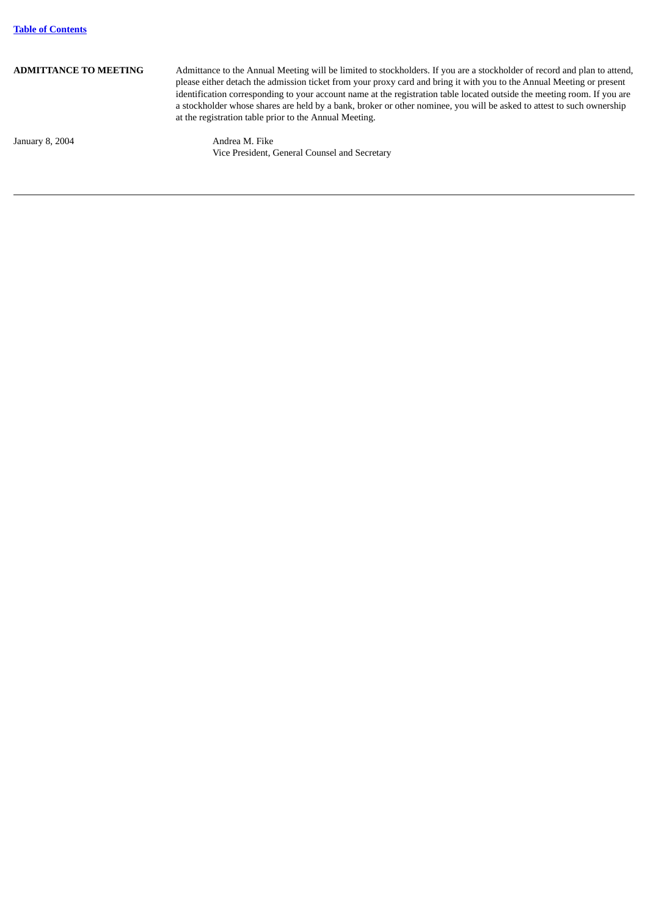**ADMITTANCE TO MEETING**

Admittance to the Annual Meeting will be limited to stockholders. If you are a stockholder of record and plan to attend, please either detach the admission ticket from your proxy card and bring it with you to the Annual Meeting or present identification corresponding to your account name at the registration table located outside the meeting room. If you are a stockholder whose shares are held by a bank, broker or other nominee, you will be asked to attest to such ownership at the registration table prior to the Annual Meeting.

January 8, 2004

Andrea M. Fike
Vice President, General Counsel and Secretary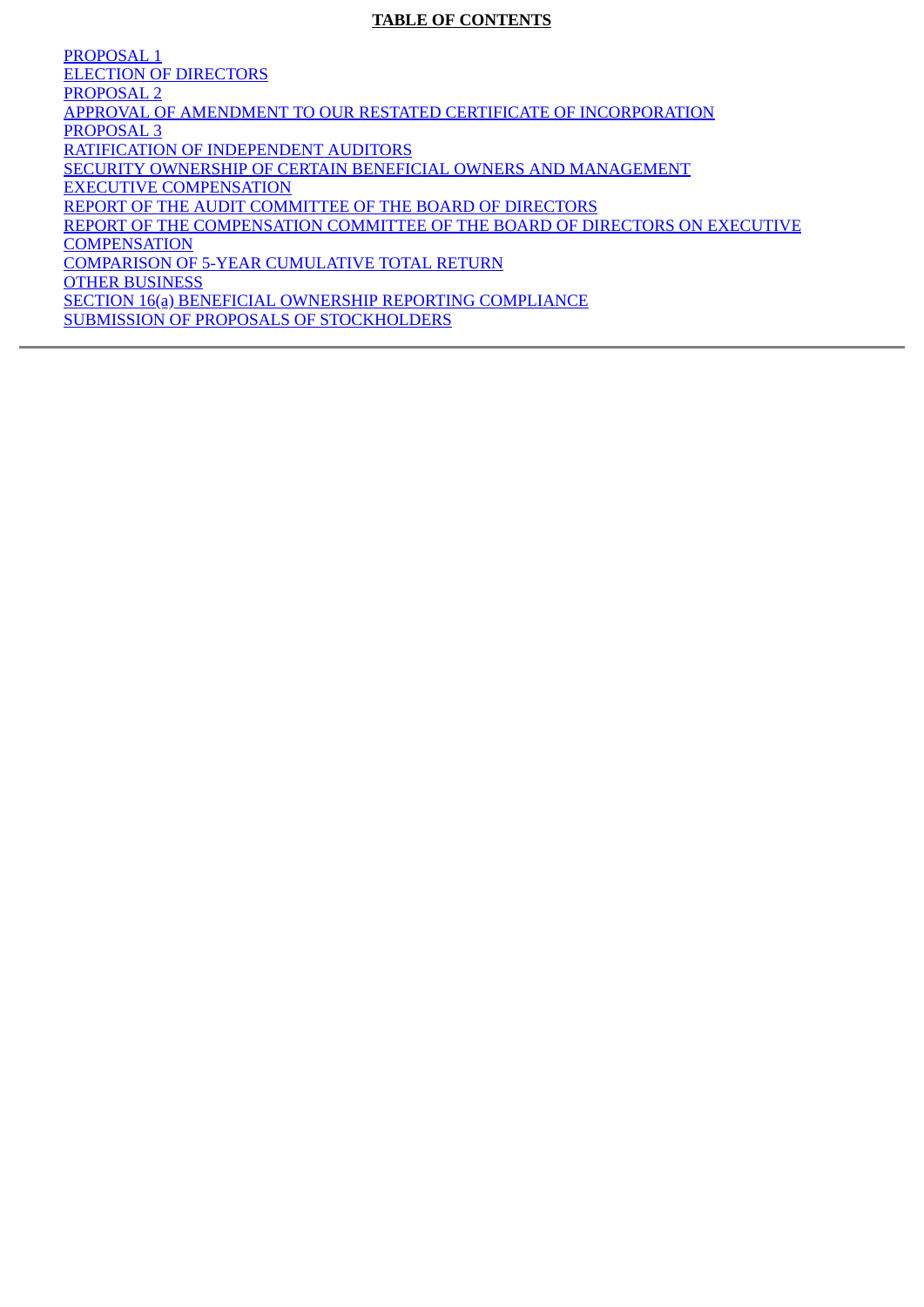**TABLE OF CONTENTS**

PROPOSAL 1
ELECTION OF DIRECTORS
PROPOSAL 2
APPROVAL OF AMENDMENT TO OUR RESTATED CERTIFICATE OF INCORPORATION
PROPOSAL 3
RATIFICATION OF INDEPENDENT AUDITORS
SECURITY OWNERSHIP OF CERTAIN BENEFICIAL OWNERS AND MANAGEMENT
EXECUTIVE COMPENSATION
REPORT OF THE AUDIT COMMITTEE OF THE BOARD OF DIRECTORS
REPORT OF THE COMPENSATION COMMITTEE OF THE BOARD OF DIRECTORS ON EXECUTIVE COMPENSATION
COMPARISON OF 5-YEAR CUMULATIVE TOTAL RETURN
OTHER BUSINESS
SECTION 16(a) BENEFICIAL OWNERSHIP REPORTING COMPLIANCE
SUBMISSION OF PROPOSALS OF STOCKHOLDERS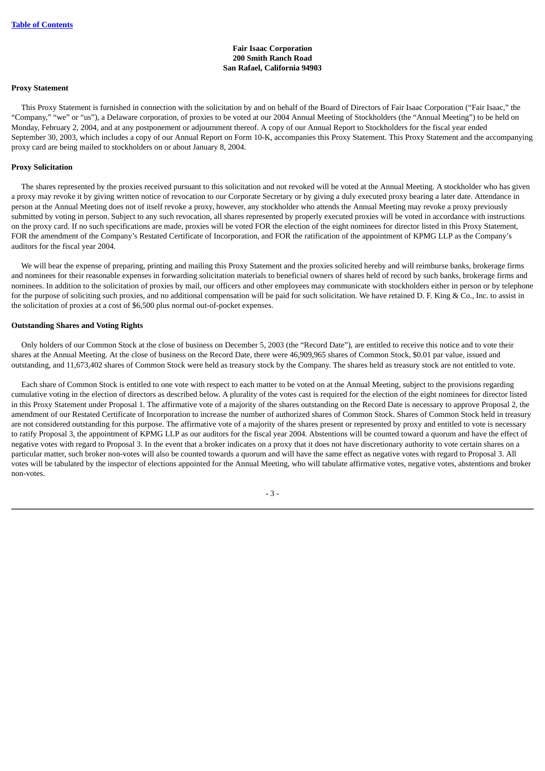**Fair Isaac Corporation**
**200 Smith Ranch Road**
**San Rafael, California 94903**

**Proxy Statement**

This Proxy Statement is furnished in connection with the solicitation by and on behalf of the Board of Directors of Fair Isaac Corporation ("Fair Isaac," the "Company," "we" or "us"), a Delaware corporation, of proxies to be voted at our 2004 Annual Meeting of Stockholders (the "Annual Meeting") to be held on Monday, February 2, 2004, and at any postponement or adjournment thereof. A copy of our Annual Report to Stockholders for the fiscal year ended September 30, 2003, which includes a copy of our Annual Report on Form 10-K, accompanies this Proxy Statement. This Proxy Statement and the accompanying proxy card are being mailed to stockholders on or about January 8, 2004.

**Proxy Solicitation**

The shares represented by the proxies received pursuant to this solicitation and not revoked will be voted at the Annual Meeting. A stockholder who has given a proxy may revoke it by giving written notice of revocation to our Corporate Secretary or by giving a duly executed proxy bearing a later date. Attendance in person at the Annual Meeting does not of itself revoke a proxy, however, any stockholder who attends the Annual Meeting may revoke a proxy previously submitted by voting in person. Subject to any such revocation, all shares represented by properly executed proxies will be voted in accordance with instructions on the proxy card. If no such specifications are made, proxies will be voted FOR the election of the eight nominees for director listed in this Proxy Statement, FOR the amendment of the Company's Restated Certificate of Incorporation, and FOR the ratification of the appointment of KPMG LLP as the Company's auditors for the fiscal year 2004.

We will bear the expense of preparing, printing and mailing this Proxy Statement and the proxies solicited hereby and will reimburse banks, brokerage firms and nominees for their reasonable expenses in forwarding solicitation materials to beneficial owners of shares held of record by such banks, brokerage firms and nominees. In addition to the solicitation of proxies by mail, our officers and other employees may communicate with stockholders either in person or by telephone for the purpose of soliciting such proxies, and no additional compensation will be paid for such solicitation. We have retained D. F. King & Co., Inc. to assist in the solicitation of proxies at a cost of $6,500 plus normal out-of-pocket expenses.

**Outstanding Shares and Voting Rights**

Only holders of our Common Stock at the close of business on December 5, 2003 (the "Record Date"), are entitled to receive this notice and to vote their shares at the Annual Meeting. At the close of business on the Record Date, there were 46,909,965 shares of Common Stock, $0.01 par value, issued and outstanding, and 11,673,402 shares of Common Stock were held as treasury stock by the Company. The shares held as treasury stock are not entitled to vote.

Each share of Common Stock is entitled to one vote with respect to each matter to be voted on at the Annual Meeting, subject to the provisions regarding cumulative voting in the election of directors as described below. A plurality of the votes cast is required for the election of the eight nominees for director listed in this Proxy Statement under Proposal 1. The affirmative vote of a majority of the shares outstanding on the Record Date is necessary to approve Proposal 2, the amendment of our Restated Certificate of Incorporation to increase the number of authorized shares of Common Stock. Shares of Common Stock held in treasury are not considered outstanding for this purpose. The affirmative vote of a majority of the shares present or represented by proxy and entitled to vote is necessary to ratify Proposal 3, the appointment of KPMG LLP as our auditors for the fiscal year 2004. Abstentions will be counted toward a quorum and have the effect of negative votes with regard to Proposal 3. In the event that a broker indicates on a proxy that it does not have discretionary authority to vote certain shares on a particular matter, such broker non-votes will also be counted towards a quorum and will have the same effect as negative votes with regard to Proposal 3. All votes will be tabulated by the inspector of elections appointed for the Annual Meeting, who will tabulate affirmative votes, negative votes, abstentions and broker non-votes.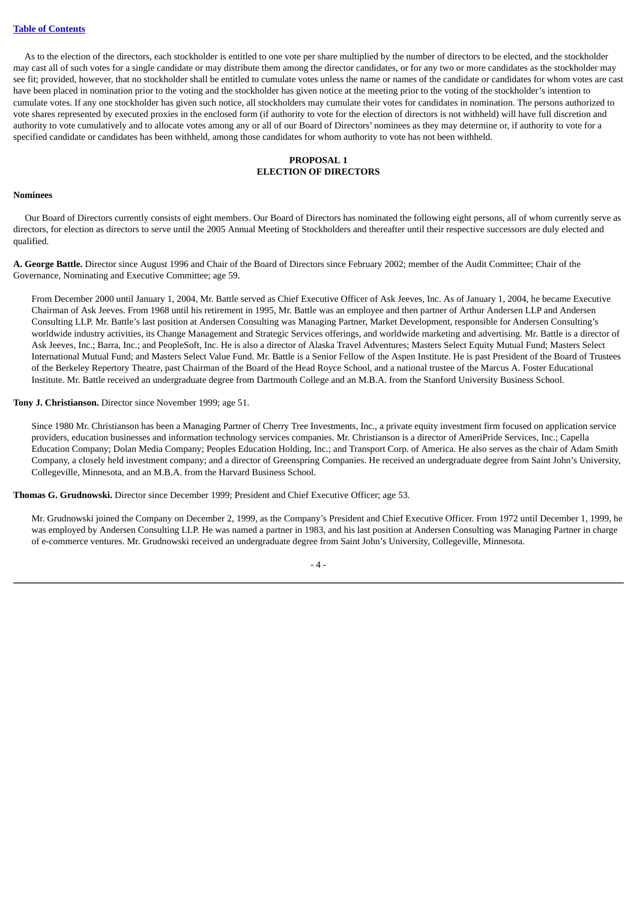As to the election of the directors, each stockholder is entitled to one vote per share multiplied by the number of directors to be elected, and the stockholder may cast all of such votes for a single candidate or may distribute them among the director candidates, or for any two or more candidates as the stockholder may see fit; provided, however, that no stockholder shall be entitled to cumulate votes unless the name or names of the candidate or candidates for whom votes are cast have been placed in nomination prior to the voting and the stockholder has given notice at the meeting prior to the voting of the stockholder's intention to cumulate votes. If any one stockholder has given such notice, all stockholders may cumulate their votes for candidates in nomination. The persons authorized to vote shares represented by executed proxies in the enclosed form (if authority to vote for the election of directors is not withheld) will have full discretion and authority to vote cumulatively and to allocate votes among any or all of our Board of Directors' nominees as they may determine or, if authority to vote for a specified candidate or candidates has been withheld, among those candidates for whom authority to vote has not been withheld.

## PROPOSAL 1
## ELECTION OF DIRECTORS

**Nominees**

Our Board of Directors currently consists of eight members. Our Board of Directors has nominated the following eight persons, all of whom currently serve as directors, for election as directors to serve until the 2005 Annual Meeting of Stockholders and thereafter until their respective successors are duly elected and qualified.

**A. George Battle.** Director since August 1996 and Chair of the Board of Directors since February 2002; member of the Audit Committee; Chair of the Governance, Nominating and Executive Committee; age 59.

From December 2000 until January 1, 2004, Mr. Battle served as Chief Executive Officer of Ask Jeeves, Inc. As of January 1, 2004, he became Executive Chairman of Ask Jeeves. From 1968 until his retirement in 1995, Mr. Battle was an employee and then partner of Arthur Andersen LLP and Andersen Consulting LLP. Mr. Battle's last position at Andersen Consulting was Managing Partner, Market Development, responsible for Andersen Consulting's worldwide industry activities, its Change Management and Strategic Services offerings, and worldwide marketing and advertising. Mr. Battle is a director of Ask Jeeves, Inc.; Barra, Inc.; and PeopleSoft, Inc. He is also a director of Alaska Travel Adventures; Masters Select Equity Mutual Fund; Masters Select International Mutual Fund; and Masters Select Value Fund. Mr. Battle is a Senior Fellow of the Aspen Institute. He is past President of the Board of Trustees of the Berkeley Repertory Theatre, past Chairman of the Board of the Head Royce School, and a national trustee of the Marcus A. Foster Educational Institute. Mr. Battle received an undergraduate degree from Dartmouth College and an M.B.A. from the Stanford University Business School.

**Tony J. Christianson.** Director since November 1999; age 51.

Since 1980 Mr. Christianson has been a Managing Partner of Cherry Tree Investments, Inc., a private equity investment firm focused on application service providers, education businesses and information technology services companies. Mr. Christianson is a director of AmeriPride Services, Inc.; Capella Education Company; Dolan Media Company; Peoples Education Holding, Inc.; and Transport Corp. of America. He also serves as the chair of Adam Smith Company, a closely held investment company; and a director of Greenspring Companies. He received an undergraduate degree from Saint John's University, Collegeville, Minnesota, and an M.B.A. from the Harvard Business School.

**Thomas G. Grudnowski.** Director since December 1999; President and Chief Executive Officer; age 53.

Mr. Grudnowski joined the Company on December 2, 1999, as the Company's President and Chief Executive Officer. From 1972 until December 1, 1999, he was employed by Andersen Consulting LLP. He was named a partner in 1983, and his last position at Andersen Consulting was Managing Partner in charge of e-commerce ventures. Mr. Grudnowski received an undergraduate degree from Saint John's University, Collegeville, Minnesota.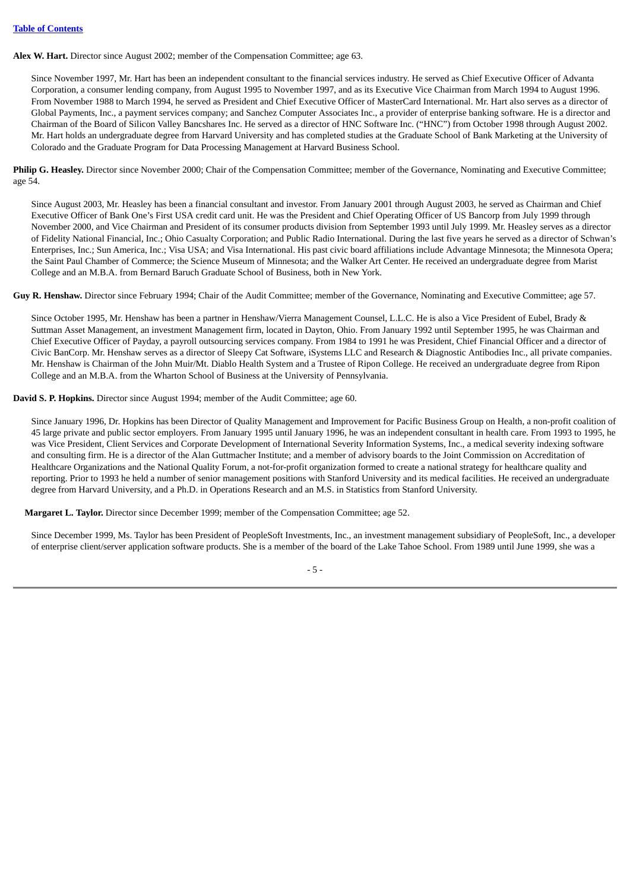**Alex W. Hart.** Director since August 2002; member of the Compensation Committee; age 63.

Since November 1997, Mr. Hart has been an independent consultant to the financial services industry. He served as Chief Executive Officer of Advanta Corporation, a consumer lending company, from August 1995 to November 1997, and as its Executive Vice Chairman from March 1994 to August 1996. From November 1988 to March 1994, he served as President and Chief Executive Officer of MasterCard International. Mr. Hart also serves as a director of Global Payments, Inc., a payment services company; and Sanchez Computer Associates Inc., a provider of enterprise banking software. He is a director and Chairman of the Board of Silicon Valley Bancshares Inc. He served as a director of HNC Software Inc. ("HNC") from October 1998 through August 2002. Mr. Hart holds an undergraduate degree from Harvard University and has completed studies at the Graduate School of Bank Marketing at the University of Colorado and the Graduate Program for Data Processing Management at Harvard Business School.

**Philip G. Heasley.** Director since November 2000; Chair of the Compensation Committee; member of the Governance, Nominating and Executive Committee; age 54.

Since August 2003, Mr. Heasley has been a financial consultant and investor. From January 2001 through August 2003, he served as Chairman and Chief Executive Officer of Bank One's First USA credit card unit. He was the President and Chief Operating Officer of US Bancorp from July 1999 through November 2000, and Vice Chairman and President of its consumer products division from September 1993 until July 1999. Mr. Heasley serves as a director of Fidelity National Financial, Inc.; Ohio Casualty Corporation; and Public Radio International. During the last five years he served as a director of Schwan's Enterprises, Inc.; Sun America, Inc.; Visa USA; and Visa International. His past civic board affiliations include Advantage Minnesota; the Minnesota Opera; the Saint Paul Chamber of Commerce; the Science Museum of Minnesota; and the Walker Art Center. He received an undergraduate degree from Marist College and an M.B.A. from Bernard Baruch Graduate School of Business, both in New York.

**Guy R. Henshaw.** Director since February 1994; Chair of the Audit Committee; member of the Governance, Nominating and Executive Committee; age 57.

Since October 1995, Mr. Henshaw has been a partner in Henshaw/Vierra Management Counsel, L.L.C. He is also a Vice President of Eubel, Brady & Suttman Asset Management, an investment Management firm, located in Dayton, Ohio. From January 1992 until September 1995, he was Chairman and Chief Executive Officer of Payday, a payroll outsourcing services company. From 1984 to 1991 he was President, Chief Financial Officer and a director of Civic BanCorp. Mr. Henshaw serves as a director of Sleepy Cat Software, iSystems LLC and Research & Diagnostic Antibodies Inc., all private companies. Mr. Henshaw is Chairman of the John Muir/Mt. Diablo Health System and a Trustee of Ripon College. He received an undergraduate degree from Ripon College and an M.B.A. from the Wharton School of Business at the University of Pennsylvania.

**David S. P. Hopkins.** Director since August 1994; member of the Audit Committee; age 60.

Since January 1996, Dr. Hopkins has been Director of Quality Management and Improvement for Pacific Business Group on Health, a non-profit coalition of 45 large private and public sector employers. From January 1995 until January 1996, he was an independent consultant in health care. From 1993 to 1995, he was Vice President, Client Services and Corporate Development of International Severity Information Systems, Inc., a medical severity indexing software and consulting firm. He is a director of the Alan Guttmacher Institute; and a member of advisory boards to the Joint Commission on Accreditation of Healthcare Organizations and the National Quality Forum, a not-for-profit organization formed to create a national strategy for healthcare quality and reporting. Prior to 1993 he held a number of senior management positions with Stanford University and its medical facilities. He received an undergraduate degree from Harvard University, and a Ph.D. in Operations Research and an M.S. in Statistics from Stanford University.

**Margaret L. Taylor.** Director since December 1999; member of the Compensation Committee; age 52.

Since December 1999, Ms. Taylor has been President of PeopleSoft Investments, Inc., an investment management subsidiary of PeopleSoft, Inc., a developer of enterprise client/server application software products. She is a member of the board of the Lake Tahoe School. From 1989 until June 1999, she was a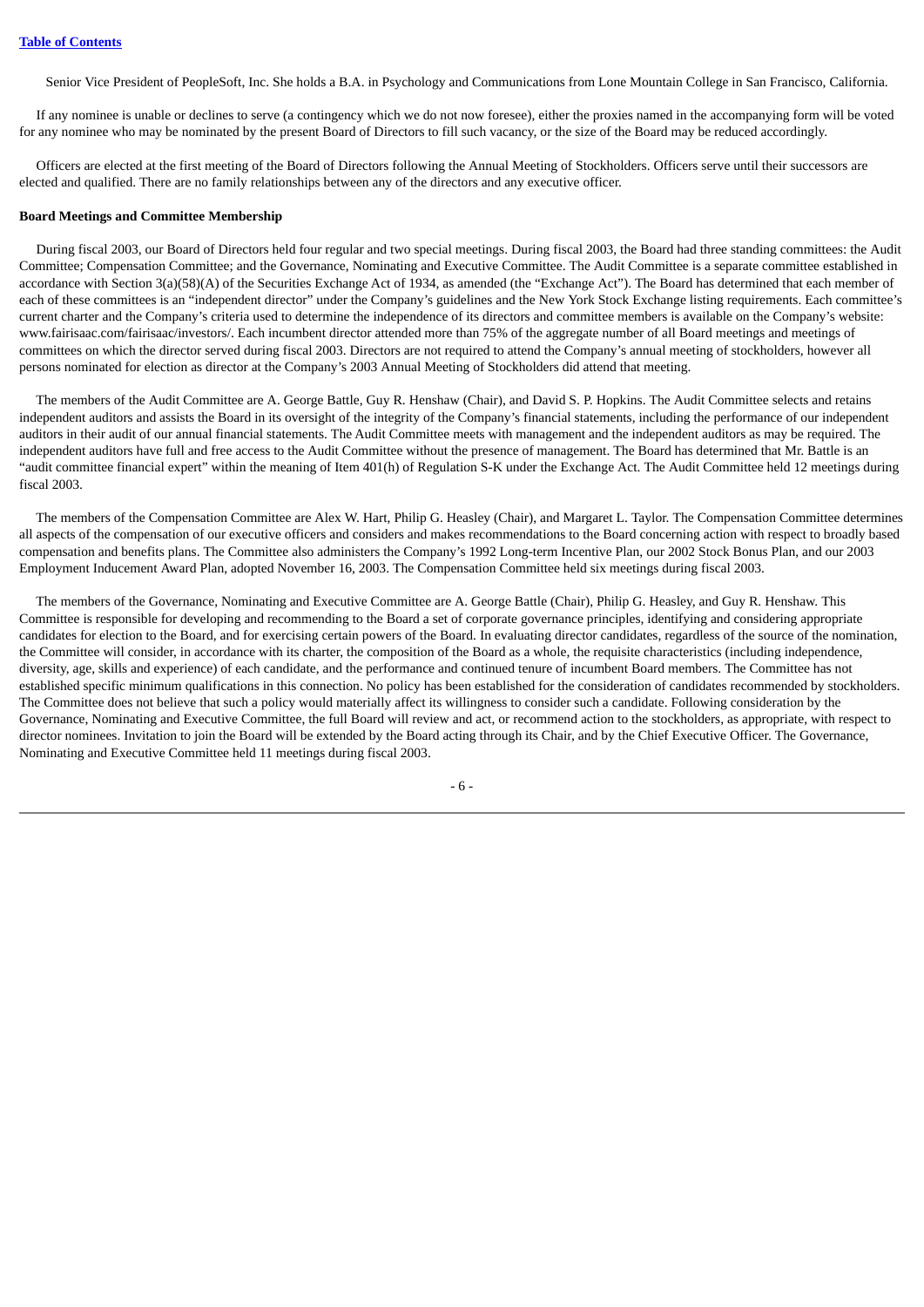Senior Vice President of PeopleSoft, Inc. She holds a B.A. in Psychology and Communications from Lone Mountain College in San Francisco, California.

If any nominee is unable or declines to serve (a contingency which we do not now foresee), either the proxies named in the accompanying form will be voted for any nominee who may be nominated by the present Board of Directors to fill such vacancy, or the size of the Board may be reduced accordingly.

Officers are elected at the first meeting of the Board of Directors following the Annual Meeting of Stockholders. Officers serve until their successors are elected and qualified. There are no family relationships between any of the directors and any executive officer.

**Board Meetings and Committee Membership**

During fiscal 2003, our Board of Directors held four regular and two special meetings. During fiscal 2003, the Board had three standing committees: the Audit Committee; Compensation Committee; and the Governance, Nominating and Executive Committee. The Audit Committee is a separate committee established in accordance with Section 3(a)(58)(A) of the Securities Exchange Act of 1934, as amended (the "Exchange Act"). The Board has determined that each member of each of these committees is an "independent director" under the Company's guidelines and the New York Stock Exchange listing requirements. Each committee's current charter and the Company's criteria used to determine the independence of its directors and committee members is available on the Company's website: www.fairisaac.com/fairisaac/investors/. Each incumbent director attended more than 75% of the aggregate number of all Board meetings and meetings of committees on which the director served during fiscal 2003. Directors are not required to attend the Company's annual meeting of stockholders, however all persons nominated for election as director at the Company's 2003 Annual Meeting of Stockholders did attend that meeting.

The members of the Audit Committee are A. George Battle, Guy R. Henshaw (Chair), and David S. P. Hopkins. The Audit Committee selects and retains independent auditors and assists the Board in its oversight of the integrity of the Company's financial statements, including the performance of our independent auditors in their audit of our annual financial statements. The Audit Committee meets with management and the independent auditors as may be required. The independent auditors have full and free access to the Audit Committee without the presence of management. The Board has determined that Mr. Battle is an "audit committee financial expert" within the meaning of Item 401(h) of Regulation S-K under the Exchange Act. The Audit Committee held 12 meetings during fiscal 2003.

The members of the Compensation Committee are Alex W. Hart, Philip G. Heasley (Chair), and Margaret L. Taylor. The Compensation Committee determines all aspects of the compensation of our executive officers and considers and makes recommendations to the Board concerning action with respect to broadly based compensation and benefits plans. The Committee also administers the Company's 1992 Long-term Incentive Plan, our 2002 Stock Bonus Plan, and our 2003 Employment Inducement Award Plan, adopted November 16, 2003. The Compensation Committee held six meetings during fiscal 2003.

The members of the Governance, Nominating and Executive Committee are A. George Battle (Chair), Philip G. Heasley, and Guy R. Henshaw. This Committee is responsible for developing and recommending to the Board a set of corporate governance principles, identifying and considering appropriate candidates for election to the Board, and for exercising certain powers of the Board. In evaluating director candidates, regardless of the source of the nomination, the Committee will consider, in accordance with its charter, the composition of the Board as a whole, the requisite characteristics (including independence, diversity, age, skills and experience) of each candidate, and the performance and continued tenure of incumbent Board members. The Committee has not established specific minimum qualifications in this connection. No policy has been established for the consideration of candidates recommended by stockholders. The Committee does not believe that such a policy would materially affect its willingness to consider such a candidate. Following consideration by the Governance, Nominating and Executive Committee, the full Board will review and act, or recommend action to the stockholders, as appropriate, with respect to director nominees. Invitation to join the Board will be extended by the Board acting through its Chair, and by the Chief Executive Officer. The Governance, Nominating and Executive Committee held 11 meetings during fiscal 2003.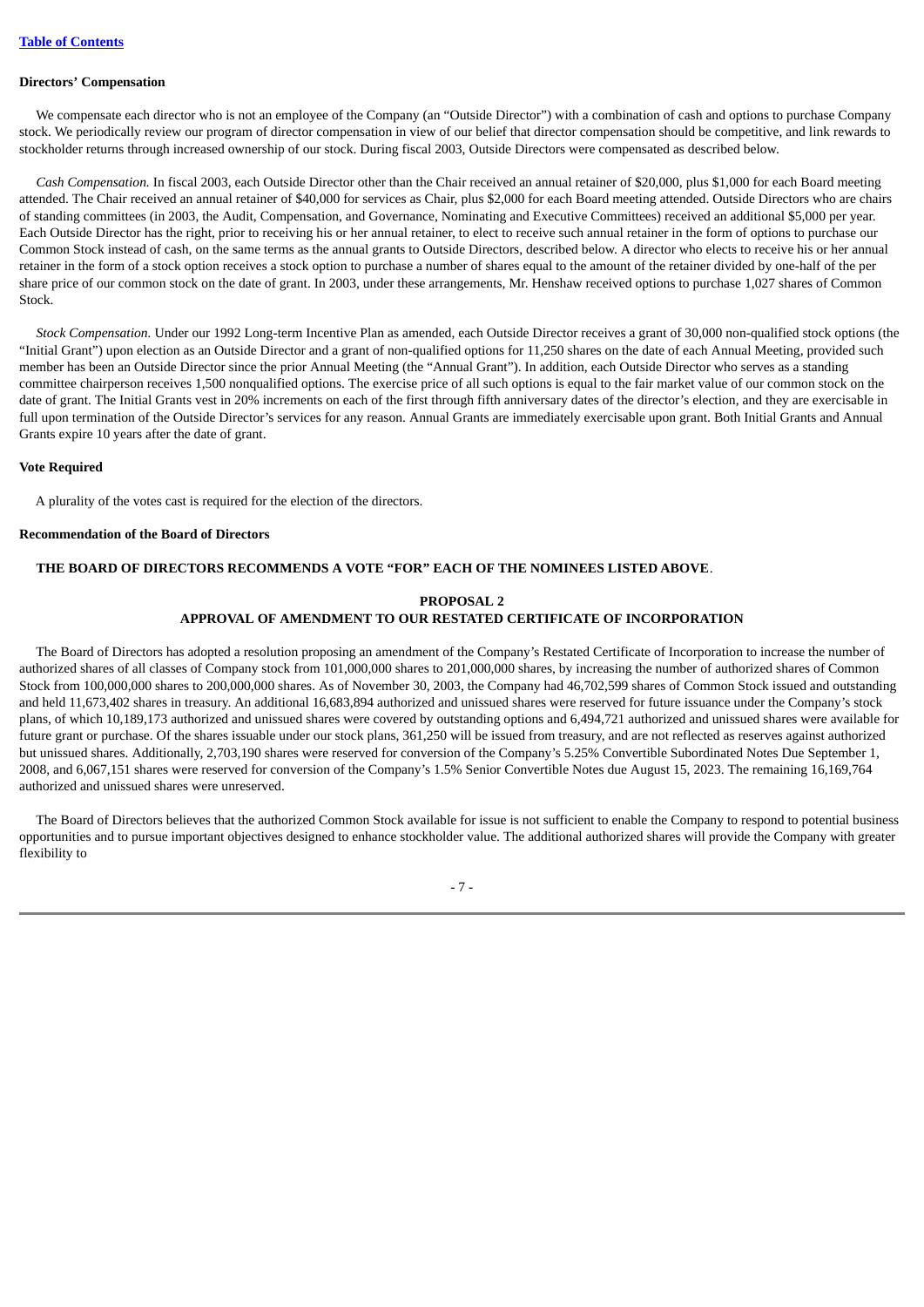**Directors' Compensation**

We compensate each director who is not an employee of the Company (an "Outside Director") with a combination of cash and options to purchase Company stock. We periodically review our program of director compensation in view of our belief that director compensation should be competitive, and link rewards to stockholder returns through increased ownership of our stock. During fiscal 2003, Outside Directors were compensated as described below.

*Cash Compensation.* In fiscal 2003, each Outside Director other than the Chair received an annual retainer of $20,000, plus $1,000 for each Board meeting attended. The Chair received an annual retainer of $40,000 for services as Chair, plus $2,000 for each Board meeting attended. Outside Directors who are chairs of standing committees (in 2003, the Audit, Compensation, and Governance, Nominating and Executive Committees) received an additional $5,000 per year. Each Outside Director has the right, prior to receiving his or her annual retainer, to elect to receive such annual retainer in the form of options to purchase our Common Stock instead of cash, on the same terms as the annual grants to Outside Directors, described below. A director who elects to receive his or her annual retainer in the form of a stock option receives a stock option to purchase a number of shares equal to the amount of the retainer divided by one-half of the per share price of our common stock on the date of grant. In 2003, under these arrangements, Mr. Henshaw received options to purchase 1,027 shares of Common Stock.

*Stock Compensation.* Under our 1992 Long-term Incentive Plan as amended, each Outside Director receives a grant of 30,000 non-qualified stock options (the "Initial Grant") upon election as an Outside Director and a grant of non-qualified options for 11,250 shares on the date of each Annual Meeting, provided such member has been an Outside Director since the prior Annual Meeting (the "Annual Grant"). In addition, each Outside Director who serves as a standing committee chairperson receives 1,500 nonqualified options. The exercise price of all such options is equal to the fair market value of our common stock on the date of grant. The Initial Grants vest in 20% increments on each of the first through fifth anniversary dates of the director's election, and they are exercisable in full upon termination of the Outside Director's services for any reason. Annual Grants are immediately exercisable upon grant. Both Initial Grants and Annual Grants expire 10 years after the date of grant.

**Vote Required**

A plurality of the votes cast is required for the election of the directors.

**Recommendation of the Board of Directors**

**THE BOARD OF DIRECTORS RECOMMENDS A VOTE "FOR" EACH OF THE NOMINEES LISTED ABOVE**.

## PROPOSAL 2
## APPROVAL OF AMENDMENT TO OUR RESTATED CERTIFICATE OF INCORPORATION

The Board of Directors has adopted a resolution proposing an amendment of the Company's Restated Certificate of Incorporation to increase the number of authorized shares of all classes of Company stock from 101,000,000 shares to 201,000,000 shares, by increasing the number of authorized shares of Common Stock from 100,000,000 shares to 200,000,000 shares. As of November 30, 2003, the Company had 46,702,599 shares of Common Stock issued and outstanding and held 11,673,402 shares in treasury. An additional 16,683,894 authorized and unissued shares were reserved for future issuance under the Company's stock plans, of which 10,189,173 authorized and unissued shares were covered by outstanding options and 6,494,721 authorized and unissued shares were available for future grant or purchase. Of the shares issuable under our stock plans, 361,250 will be issued from treasury, and are not reflected as reserves against authorized but unissued shares. Additionally, 2,703,190 shares were reserved for conversion of the Company's 5.25% Convertible Subordinated Notes Due September 1, 2008, and 6,067,151 shares were reserved for conversion of the Company's 1.5% Senior Convertible Notes due August 15, 2023. The remaining 16,169,764 authorized and unissued shares were unreserved.

The Board of Directors believes that the authorized Common Stock available for issue is not sufficient to enable the Company to respond to potential business opportunities and to pursue important objectives designed to enhance stockholder value. The additional authorized shares will provide the Company with greater flexibility to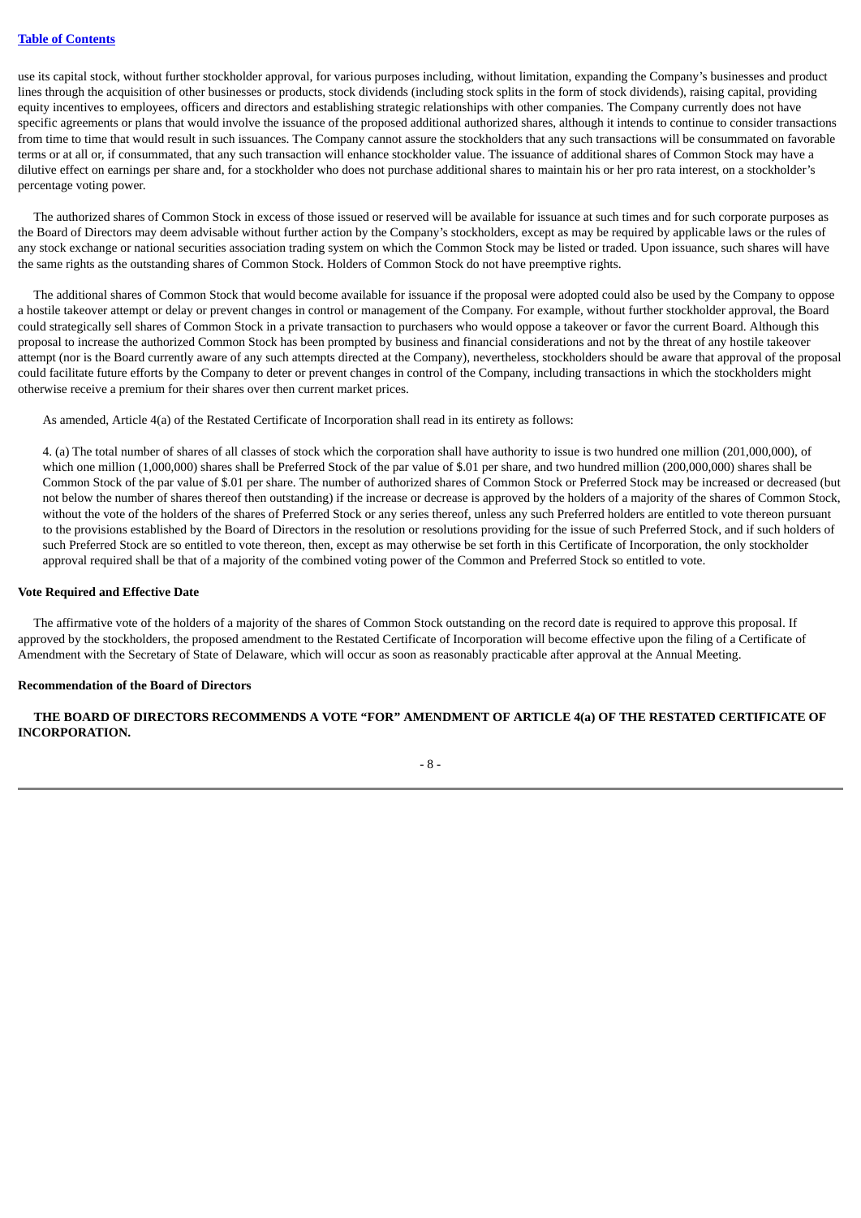use its capital stock, without further stockholder approval, for various purposes including, without limitation, expanding the Company's businesses and product lines through the acquisition of other businesses or products, stock dividends (including stock splits in the form of stock dividends), raising capital, providing equity incentives to employees, officers and directors and establishing strategic relationships with other companies. The Company currently does not have specific agreements or plans that would involve the issuance of the proposed additional authorized shares, although it intends to continue to consider transactions from time to time that would result in such issuances. The Company cannot assure the stockholders that any such transactions will be consummated on favorable terms or at all or, if consummated, that any such transaction will enhance stockholder value. The issuance of additional shares of Common Stock may have a dilutive effect on earnings per share and, for a stockholder who does not purchase additional shares to maintain his or her pro rata interest, on a stockholder's percentage voting power.

The authorized shares of Common Stock in excess of those issued or reserved will be available for issuance at such times and for such corporate purposes as the Board of Directors may deem advisable without further action by the Company's stockholders, except as may be required by applicable laws or the rules of any stock exchange or national securities association trading system on which the Common Stock may be listed or traded. Upon issuance, such shares will have the same rights as the outstanding shares of Common Stock. Holders of Common Stock do not have preemptive rights.

The additional shares of Common Stock that would become available for issuance if the proposal were adopted could also be used by the Company to oppose a hostile takeover attempt or delay or prevent changes in control or management of the Company. For example, without further stockholder approval, the Board could strategically sell shares of Common Stock in a private transaction to purchasers who would oppose a takeover or favor the current Board. Although this proposal to increase the authorized Common Stock has been prompted by business and financial considerations and not by the threat of any hostile takeover attempt (nor is the Board currently aware of any such attempts directed at the Company), nevertheless, stockholders should be aware that approval of the proposal could facilitate future efforts by the Company to deter or prevent changes in control of the Company, including transactions in which the stockholders might otherwise receive a premium for their shares over then current market prices.

As amended, Article 4(a) of the Restated Certificate of Incorporation shall read in its entirety as follows:

> 4. (a) The total number of shares of all classes of stock which the corporation shall have authority to issue is two hundred one million (201,000,000), of which one million (1,000,000) shares shall be Preferred Stock of the par value of $.01 per share, and two hundred million (200,000,000) shares shall be Common Stock of the par value of $.01 per share. The number of authorized shares of Common Stock or Preferred Stock may be increased or decreased (but not below the number of shares thereof then outstanding) if the increase or decrease is approved by the holders of a majority of the shares of Common Stock, without the vote of the holders of the shares of Preferred Stock or any series thereof, unless any such Preferred holders are entitled to vote thereon pursuant to the provisions established by the Board of Directors in the resolution or resolutions providing for the issue of such Preferred Stock, and if such holders of such Preferred Stock are so entitled to vote thereon, then, except as may otherwise be set forth in this Certificate of Incorporation, the only stockholder approval required shall be that of a majority of the combined voting power of the Common and Preferred Stock so entitled to vote.

**Vote Required and Effective Date**

The affirmative vote of the holders of a majority of the shares of Common Stock outstanding on the record date is required to approve this proposal. If approved by the stockholders, the proposed amendment to the Restated Certificate of Incorporation will become effective upon the filing of a Certificate of Amendment with the Secretary of State of Delaware, which will occur as soon as reasonably practicable after approval at the Annual Meeting.

**Recommendation of the Board of Directors**

**THE BOARD OF DIRECTORS RECOMMENDS A VOTE "FOR" AMENDMENT OF ARTICLE 4(a) OF THE RESTATED CERTIFICATE OF INCORPORATION.**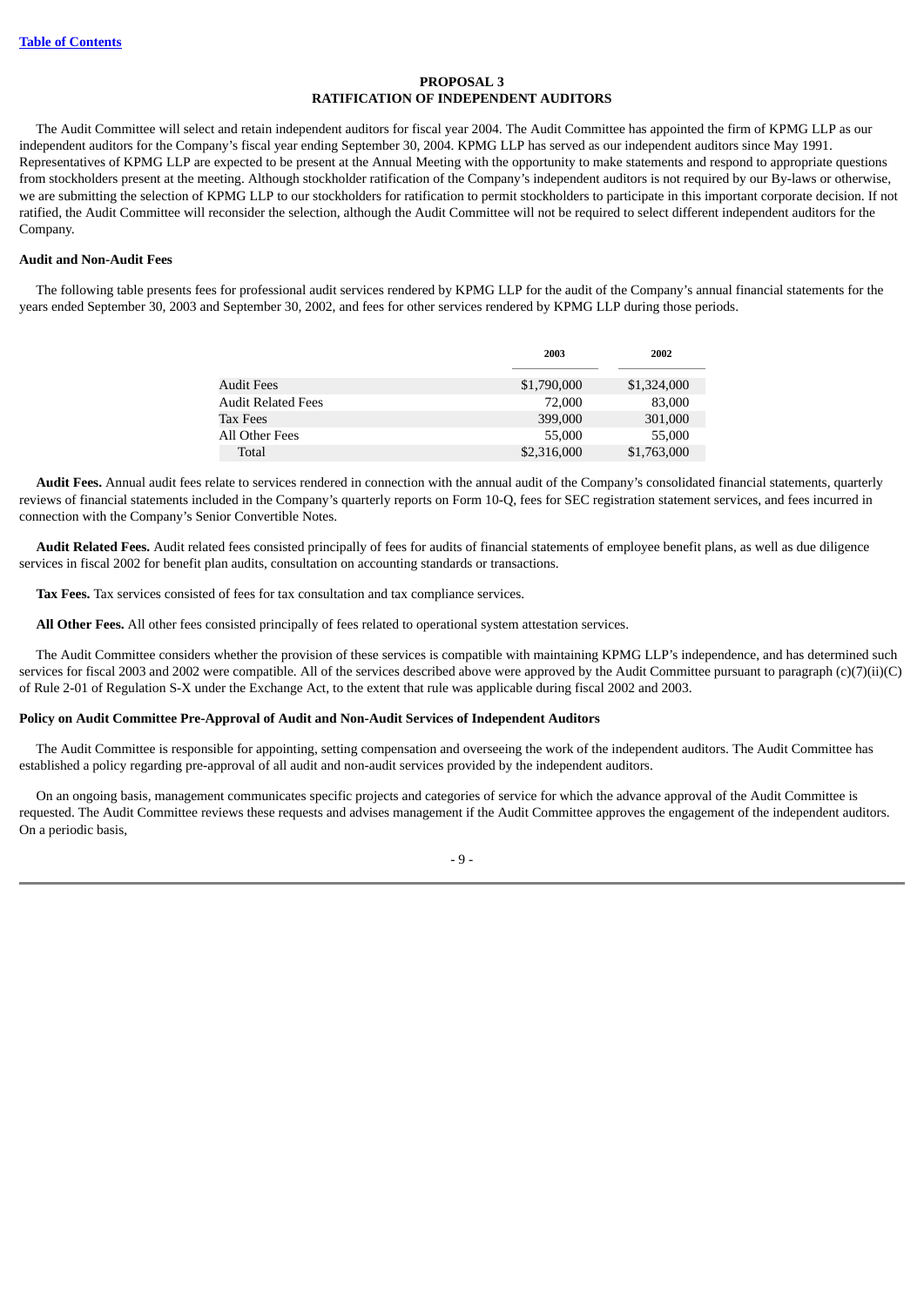[Table of Contents](#)

## PROPOSAL 3
## RATIFICATION OF INDEPENDENT AUDITORS

The Audit Committee will select and retain independent auditors for fiscal year 2004. The Audit Committee has appointed the firm of KPMG LLP as our independent auditors for the Company's fiscal year ending September 30, 2004. KPMG LLP has served as our independent auditors since May 1991. Representatives of KPMG LLP are expected to be present at the Annual Meeting with the opportunity to make statements and respond to appropriate questions from stockholders present at the meeting. Although stockholder ratification of the Company's independent auditors is not required by our By-laws or otherwise, we are submitting the selection of KPMG LLP to our stockholders for ratification to permit stockholders to participate in this important corporate decision. If not ratified, the Audit Committee will reconsider the selection, although the Audit Committee will not be required to select different independent auditors for the Company.

**Audit and Non-Audit Fees**

The following table presents fees for professional audit services rendered by KPMG LLP for the audit of the Company's annual financial statements for the years ended September 30, 2003 and September 30, 2002, and fees for other services rendered by KPMG LLP during those periods.

| | 2003 | 2002 |
|---|---|---|
| Audit Fees | $1,790,000 | $1,324,000 |
| Audit Related Fees | 72,000 | 83,000 |
| Tax Fees | 399,000 | 301,000 |
| All Other Fees | 55,000 | 55,000 |
| Total | $2,316,000 | $1,763,000 |

**Audit Fees.** Annual audit fees relate to services rendered in connection with the annual audit of the Company's consolidated financial statements, quarterly reviews of financial statements included in the Company's quarterly reports on Form 10-Q, fees for SEC registration statement services, and fees incurred in connection with the Company's Senior Convertible Notes.

**Audit Related Fees.** Audit related fees consisted principally of fees for audits of financial statements of employee benefit plans, as well as due diligence services in fiscal 2002 for benefit plan audits, consultation on accounting standards or transactions.

**Tax Fees.** Tax services consisted of fees for tax consultation and tax compliance services.

**All Other Fees.** All other fees consisted principally of fees related to operational system attestation services.

The Audit Committee considers whether the provision of these services is compatible with maintaining KPMG LLP's independence, and has determined such services for fiscal 2003 and 2002 were compatible. All of the services described above were approved by the Audit Committee pursuant to paragraph (c)(7)(ii)(C) of Rule 2-01 of Regulation S-X under the Exchange Act, to the extent that rule was applicable during fiscal 2002 and 2003.

**Policy on Audit Committee Pre-Approval of Audit and Non-Audit Services of Independent Auditors**

The Audit Committee is responsible for appointing, setting compensation and overseeing the work of the independent auditors. The Audit Committee has established a policy regarding pre-approval of all audit and non-audit services provided by the independent auditors.

On an ongoing basis, management communicates specific projects and categories of service for which the advance approval of the Audit Committee is requested. The Audit Committee reviews these requests and advises management if the Audit Committee approves the engagement of the independent auditors. On a periodic basis,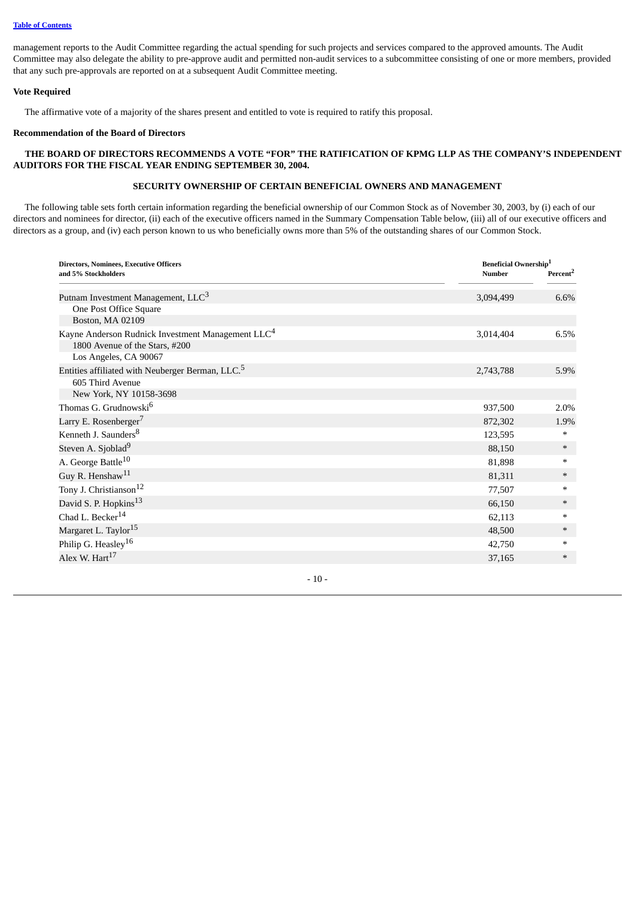management reports to the Audit Committee regarding the actual spending for such projects and services compared to the approved amounts. The Audit Committee may also delegate the ability to pre-approve audit and permitted non-audit services to a subcommittee consisting of one or more members, provided that any such pre-approvals are reported on at a subsequent Audit Committee meeting.

**Vote Required**

The affirmative vote of a majority of the shares present and entitled to vote is required to ratify this proposal.

**Recommendation of the Board of Directors**

**THE BOARD OF DIRECTORS RECOMMENDS A VOTE "FOR" THE RATIFICATION OF KPMG LLP AS THE COMPANY'S INDEPENDENT AUDITORS FOR THE FISCAL YEAR ENDING SEPTEMBER 30, 2004.**

**SECURITY OWNERSHIP OF CERTAIN BENEFICIAL OWNERS AND MANAGEMENT**

The following table sets forth certain information regarding the beneficial ownership of our Common Stock as of November 30, 2003, by (i) each of our directors and nominees for director, (ii) each of the executive officers named in the Summary Compensation Table below, (iii) all of our executive officers and directors as a group, and (iv) each person known to us who beneficially owns more than 5% of the outstanding shares of our Common Stock.

| Directors, Nominees, Executive Officers and 5% Stockholders | Beneficial Ownership[1] Number | Percent[2] |
|---|---|---|
| Putnam Investment Management, LLC[3]<br>One Post Office Square<br>Boston, MA 02109 | 3,094,499 | 6.6% |
| Kayne Anderson Rudnick Investment Management LLC[4]<br>1800 Avenue of the Stars, #200<br>Los Angeles, CA 90067 | 3,014,404 | 6.5% |
| Entities affiliated with Neuberger Berman, LLC.[5]<br>605 Third Avenue<br>New York, NY 10158-3698 | 2,743,788 | 5.9% |
| Thomas G. Grudnowski[6] | 937,500 | 2.0% |
| Larry E. Rosenberger[7] | 872,302 | 1.9% |
| Kenneth J. Saunders[8] | 123,595 | * |
| Steven A. Sjoblad[9] | 88,150 | * |
| A. George Battle[10] | 81,898 | * |
| Guy R. Henshaw[11] | 81,311 | * |
| Tony J. Christianson[12] | 77,507 | * |
| David S. P. Hopkins[13] | 66,150 | * |
| Chad L. Becker[14] | 62,113 | * |
| Margaret L. Taylor[15] | 48,500 | * |
| Philip G. Heasley[16] | 42,750 | * |
| Alex W. Hart[17] | 37,165 | * |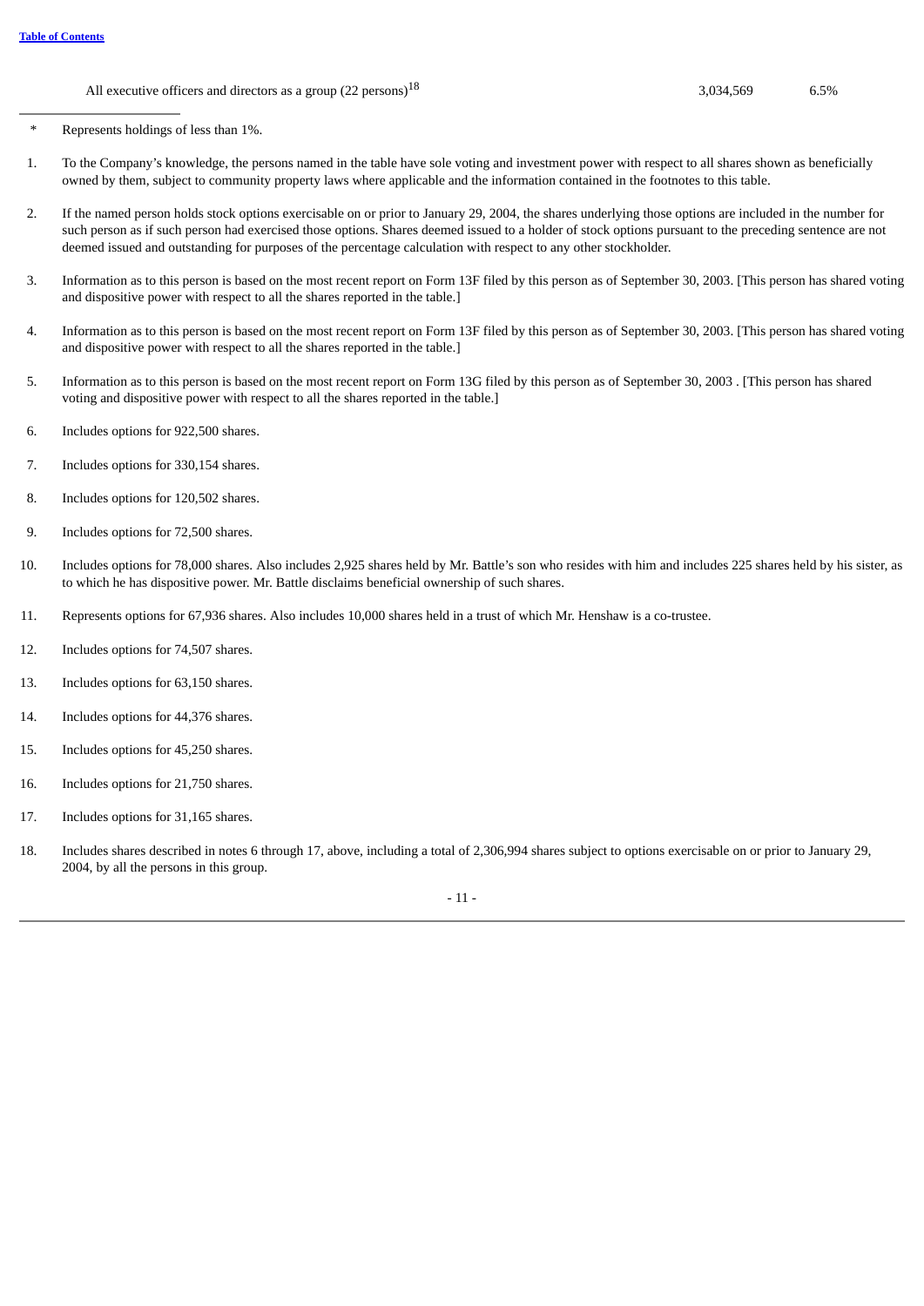| | | |
|---|---|---|
| All executive officers and directors as a group (22 persons)[18] | 3,034,569 | 6.5% |

---

\* Represents holdings of less than 1%.

1. To the Company's knowledge, the persons named in the table have sole voting and investment power with respect to all shares shown as beneficially owned by them, subject to community property laws where applicable and the information contained in the footnotes to this table.

2. If the named person holds stock options exercisable on or prior to January 29, 2004, the shares underlying those options are included in the number for such person as if such person had exercised those options. Shares deemed issued to a holder of stock options pursuant to the preceding sentence are not deemed issued and outstanding for purposes of the percentage calculation with respect to any other stockholder.

3. Information as to this person is based on the most recent report on Form 13F filed by this person as of September 30, 2003. [This person has shared voting and dispositive power with respect to all the shares reported in the table.]

4. Information as to this person is based on the most recent report on Form 13F filed by this person as of September 30, 2003. [This person has shared voting and dispositive power with respect to all the shares reported in the table.]

5. Information as to this person is based on the most recent report on Form 13G filed by this person as of September 30, 2003 . [This person has shared voting and dispositive power with respect to all the shares reported in the table.]

6. Includes options for 922,500 shares.

7. Includes options for 330,154 shares.

8. Includes options for 120,502 shares.

9. Includes options for 72,500 shares.

10. Includes options for 78,000 shares. Also includes 2,925 shares held by Mr. Battle's son who resides with him and includes 225 shares held by his sister, as to which he has dispositive power. Mr. Battle disclaims beneficial ownership of such shares.

11. Represents options for 67,936 shares. Also includes 10,000 shares held in a trust of which Mr. Henshaw is a co-trustee.

12. Includes options for 74,507 shares.

13. Includes options for 63,150 shares.

14. Includes options for 44,376 shares.

15. Includes options for 45,250 shares.

16. Includes options for 21,750 shares.

17. Includes options for 31,165 shares.

18. Includes shares described in notes 6 through 17, above, including a total of 2,306,994 shares subject to options exercisable on or prior to January 29, 2004, by all the persons in this group.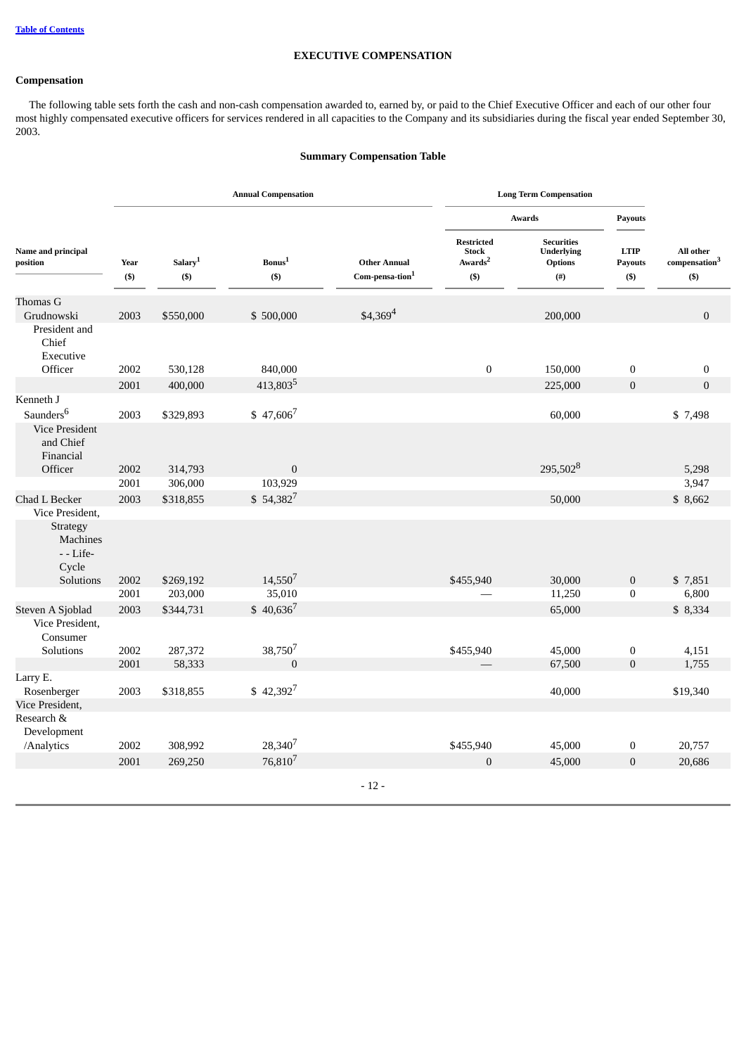[Table of Contents](#)

## EXECUTIVE COMPENSATION

### Compensation

The following table sets forth the cash and non-cash compensation awarded to, earned by, or paid to the Chief Executive Officer and each of our other four most highly compensated executive officers for services rendered in all capacities to the Company and its subsidiaries during the fiscal year ended September 30, 2003.

### Summary Compensation Table

| | | Annual Compensation | | | Long Term Compensation | | | |
|---|---|---|---|---|---|---|---|---|
| | | | | | Awards | | Payouts | |
| Name and principal position | Year ($) | Salary[1] ($) | Bonus[1] ($) | Other Annual Com-pensa-tion[1] | Restricted Stock Awards[2] ($) | Securities Underlying Options (#) | LTIP Payouts ($) | All other compensation[3] ($) |
| Thomas G Grudnowski | 2003 | $550,000 | $ 500,000 | $4,369[4] | | 200,000 | | 0 |
| President and Chief Executive Officer | 2002 | 530,128 | 840,000 | | 0 | 150,000 | 0 | 0 |
| | 2001 | 400,000 | 413,803[5] | | | 225,000 | 0 | 0 |
| Kenneth J Saunders[6] | 2003 | $329,893 | $ 47,606[7] | | | 60,000 | | $ 7,498 |
| Vice President and Chief Financial Officer | 2002 | 314,793 | 0 | | | 295,502[8] | | 5,298 |
| | 2001 | 306,000 | 103,929 | | | | | 3,947 |
| Chad L Becker | 2003 | $318,855 | $ 54,382[7] | | | 50,000 | | $ 8,662 |
| Vice President, Strategy Machines - - Life-Cycle Solutions | 2002 | $269,192 | 14,550[7] | | $455,940 | 30,000 | 0 | $ 7,851 |
| | 2001 | 203,000 | 35,010 | | — | 11,250 | 0 | 6,800 |
| Steven A Sjoblad | 2003 | $344,731 | $ 40,636[7] | | | 65,000 | | $ 8,334 |
| Vice President, Consumer Solutions | 2002 | 287,372 | 38,750[7] | | $455,940 | 45,000 | 0 | 4,151 |
| | 2001 | 58,333 | 0 | | — | 67,500 | 0 | 1,755 |
| Larry E. Rosenberger | 2003 | $318,855 | $ 42,392[7] | | | 40,000 | | $19,340 |
| Vice President, Research & Development /Analytics | 2002 | 308,992 | 28,340[7] | | $455,940 | 45,000 | 0 | 20,757 |
| | 2001 | 269,250 | 76,810[7] | | 0 | 45,000 | 0 | 20,686 |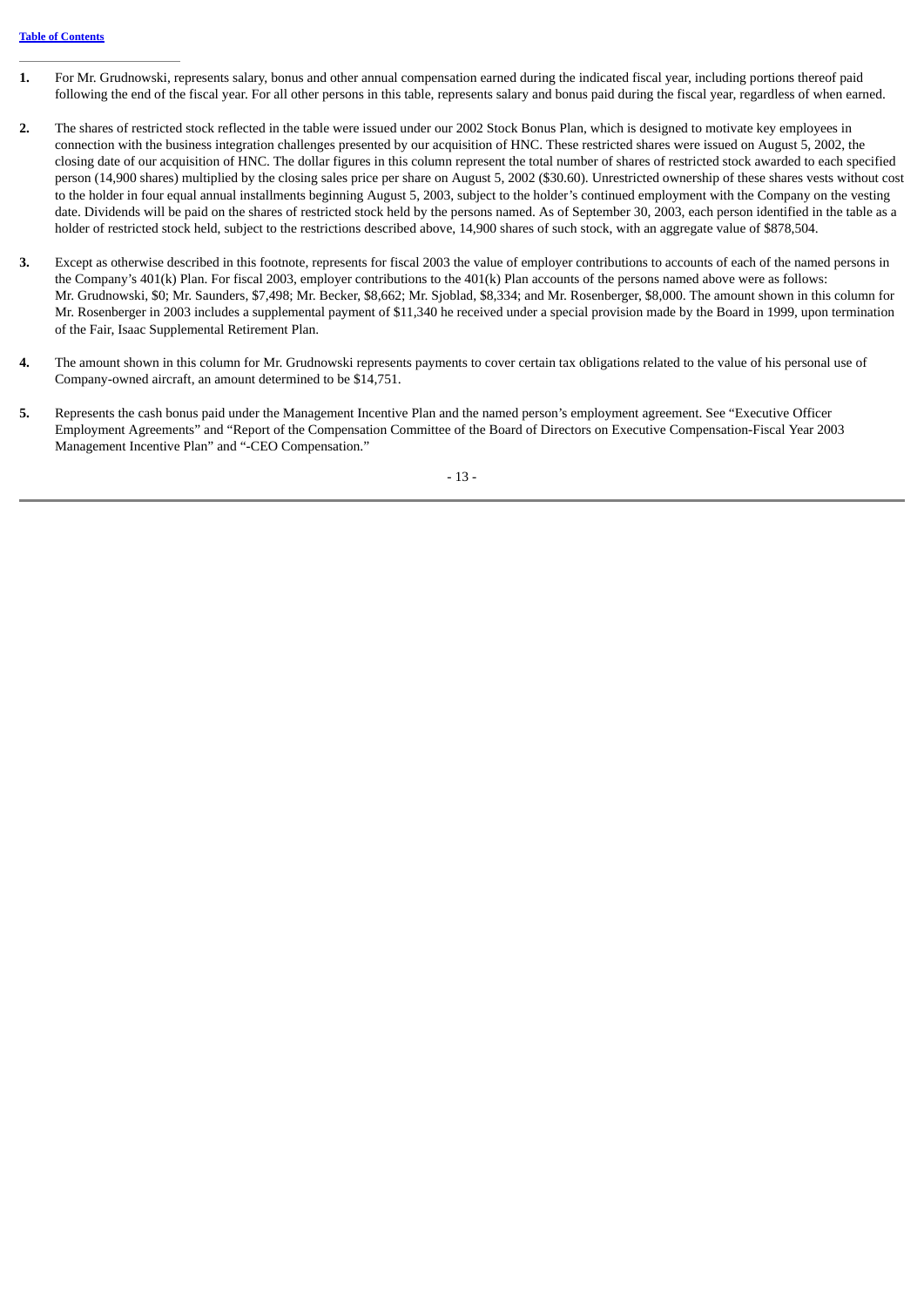1. For Mr. Grudnowski, represents salary, bonus and other annual compensation earned during the indicated fiscal year, including portions thereof paid following the end of the fiscal year. For all other persons in this table, represents salary and bonus paid during the fiscal year, regardless of when earned.

2. The shares of restricted stock reflected in the table were issued under our 2002 Stock Bonus Plan, which is designed to motivate key employees in connection with the business integration challenges presented by our acquisition of HNC. These restricted shares were issued on August 5, 2002, the closing date of our acquisition of HNC. The dollar figures in this column represent the total number of shares of restricted stock awarded to each specified person (14,900 shares) multiplied by the closing sales price per share on August 5, 2002 ($30.60). Unrestricted ownership of these shares vests without cost to the holder in four equal annual installments beginning August 5, 2003, subject to the holder's continued employment with the Company on the vesting date. Dividends will be paid on the shares of restricted stock held by the persons named. As of September 30, 2003, each person identified in the table as a holder of restricted stock held, subject to the restrictions described above, 14,900 shares of such stock, with an aggregate value of $878,504.

3. Except as otherwise described in this footnote, represents for fiscal 2003 the value of employer contributions to accounts of each of the named persons in the Company's 401(k) Plan. For fiscal 2003, employer contributions to the 401(k) Plan accounts of the persons named above were as follows: Mr. Grudnowski, $0; Mr. Saunders, $7,498; Mr. Becker, $8,662; Mr. Sjoblad, $8,334; and Mr. Rosenberger, $8,000. The amount shown in this column for Mr. Rosenberger in 2003 includes a supplemental payment of $11,340 he received under a special provision made by the Board in 1999, upon termination of the Fair, Isaac Supplemental Retirement Plan.

4. The amount shown in this column for Mr. Grudnowski represents payments to cover certain tax obligations related to the value of his personal use of Company-owned aircraft, an amount determined to be $14,751.

5. Represents the cash bonus paid under the Management Incentive Plan and the named person's employment agreement. See "Executive Officer Employment Agreements" and "Report of the Compensation Committee of the Board of Directors on Executive Compensation-Fiscal Year 2003 Management Incentive Plan" and "-CEO Compensation."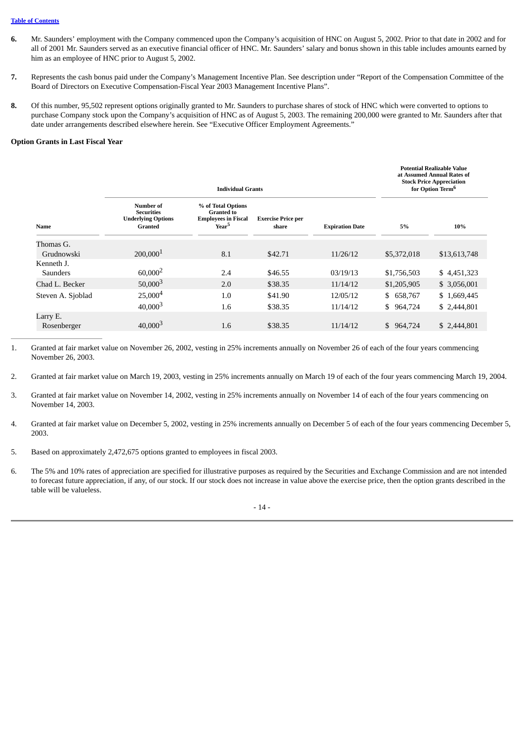[Table of Contents](#)

**6.** Mr. Saunders' employment with the Company commenced upon the Company's acquisition of HNC on August 5, 2002. Prior to that date in 2002 and for all of 2001 Mr. Saunders served as an executive financial officer of HNC. Mr. Saunders' salary and bonus shown in this table includes amounts earned by him as an employee of HNC prior to August 5, 2002.

**7.** Represents the cash bonus paid under the Company's Management Incentive Plan. See description under "Report of the Compensation Committee of the Board of Directors on Executive Compensation-Fiscal Year 2003 Management Incentive Plans".

**8.** Of this number, 95,502 represent options originally granted to Mr. Saunders to purchase shares of stock of HNC which were converted to options to purchase Company stock upon the Company's acquisition of HNC as of August 5, 2003. The remaining 200,000 were granted to Mr. Saunders after that date under arrangements described elsewhere herein. See "Executive Officer Employment Agreements."

**Option Grants in Last Fiscal Year**

| | Individual Grants | | | | Potential Realizable Value at Assumed Annual Rates of Stock Price Appreciation for Option Term[6] | |
|---|---|---|---|---|---|---|
| **Name** | **Number of Securities Underlying Options Granted** | **% of Total Options Granted to Employees in Fiscal Year[5]** | **Exercise Price per share** | **Expiration Date** | **5%** | **10%** |
| Thomas G. Grudnowski | 200,000[1] | 8.1 | $42.71 | 11/26/12 | $5,372,018 | $13,613,748 |
| Kenneth J. Saunders | 60,000[2] | 2.4 | $46.55 | 03/19/13 | $1,756,503 | $ 4,451,323 |
| Chad L. Becker | 50,000[3] | 2.0 | $38.35 | 11/14/12 | $1,205,905 | $ 3,056,001 |
| Steven A. Sjoblad | 25,000[4] | 1.0 | $41.90 | 12/05/12 | $ 658,767 | $ 1,669,445 |
| | 40,000[3] | 1.6 | $38.35 | 11/14/12 | $ 964,724 | $ 2,444,801 |
| Larry E. Rosenberger | 40,000[3] | 1.6 | $38.35 | 11/14/12 | $ 964,724 | $ 2,444,801 |

1. Granted at fair market value on November 26, 2002, vesting in 25% increments annually on November 26 of each of the four years commencing November 26, 2003.

2. Granted at fair market value on March 19, 2003, vesting in 25% increments annually on March 19 of each of the four years commencing March 19, 2004.

3. Granted at fair market value on November 14, 2002, vesting in 25% increments annually on November 14 of each of the four years commencing on November 14, 2003.

4. Granted at fair market value on December 5, 2002, vesting in 25% increments annually on December 5 of each of the four years commencing December 5, 2003.

5. Based on approximately 2,472,675 options granted to employees in fiscal 2003.

6. The 5% and 10% rates of appreciation are specified for illustrative purposes as required by the Securities and Exchange Commission and are not intended to forecast future appreciation, if any, of our stock. If our stock does not increase in value above the exercise price, then the option grants described in the table will be valueless.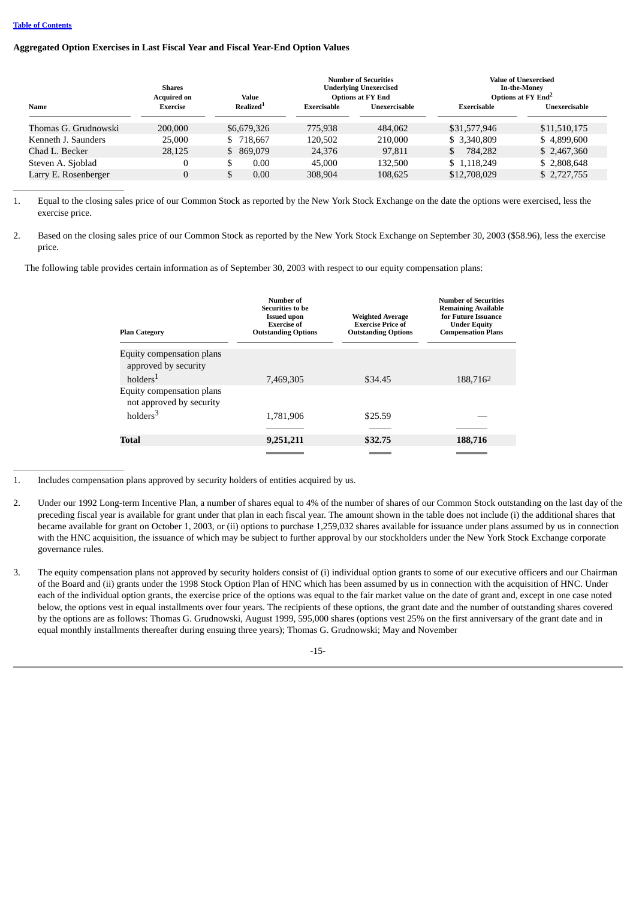[Table of Contents](#)

### Aggregated Option Exercises in Last Fiscal Year and Fiscal Year-End Option Values

| Name | Shares Acquired on Exercise | Value Realized[1] | Number of Securities Underlying Unexercised Options at FY End | | Value of Unexercised In-the-Money Options at FY End[2] | |
|---|---|---|---|---|---|---|
| | | | Exercisable | Unexercisable | Exercisable | Unexercisable |
| Thomas G. Grudnowski | 200,000 | $6,679,326 | 775,938 | 484,062 | $31,577,946 | $11,510,175 |
| Kenneth J. Saunders | 25,000 | $ 718,667 | 120,502 | 210,000 | $ 3,340,809 | $ 4,899,600 |
| Chad L. Becker | 28,125 | $ 869,079 | 24,376 | 97,811 | $ 784,282 | $ 2,467,360 |
| Steven A. Sjoblad | 0 | $ 0.00 | 45,000 | 132,500 | $ 1,118,249 | $ 2,808,648 |
| Larry E. Rosenberger | 0 | $ 0.00 | 308,904 | 108,625 | $12,708,029 | $ 2,727,755 |

1. Equal to the closing sales price of our Common Stock as reported by the New York Stock Exchange on the date the options were exercised, less the exercise price.

2. Based on the closing sales price of our Common Stock as reported by the New York Stock Exchange on September 30, 2003 ($58.96), less the exercise price.

The following table provides certain information as of September 30, 2003 with respect to our equity compensation plans:

| Plan Category | Number of Securities to be Issued upon Exercise of Outstanding Options | Weighted Average Exercise Price of Outstanding Options | Number of Securities Remaining Available for Future Issuance Under Equity Compensation Plans |
|---|---|---|---|
| Equity compensation plans approved by security holders[1] | 7,469,305 | $34.45 | 188,716[2] |
| Equity compensation plans not approved by security holders[3] | 1,781,906 | $25.59 | — |
| **Total** | **9,251,211** | **$32.75** | **188,716** |

1. Includes compensation plans approved by security holders of entities acquired by us.

2. Under our 1992 Long-term Incentive Plan, a number of shares equal to 4% of the number of shares of our Common Stock outstanding on the last day of the preceding fiscal year is available for grant under that plan in each fiscal year. The amount shown in the table does not include (i) the additional shares that became available for grant on October 1, 2003, or (ii) options to purchase 1,259,032 shares available for issuance under plans assumed by us in connection with the HNC acquisition, the issuance of which may be subject to further approval by our stockholders under the New York Stock Exchange corporate governance rules.

3. The equity compensation plans not approved by security holders consist of (i) individual option grants to some of our executive officers and our Chairman of the Board and (ii) grants under the 1998 Stock Option Plan of HNC which has been assumed by us in connection with the acquisition of HNC. Under each of the individual option grants, the exercise price of the options was equal to the fair market value on the date of grant and, except in one case noted below, the options vest in equal installments over four years. The recipients of these options, the grant date and the number of outstanding shares covered by the options are as follows: Thomas G. Grudnowski, August 1999, 595,000 shares (options vest 25% on the first anniversary of the grant date and in equal monthly installments thereafter during ensuing three years); Thomas G. Grudnowski; May and November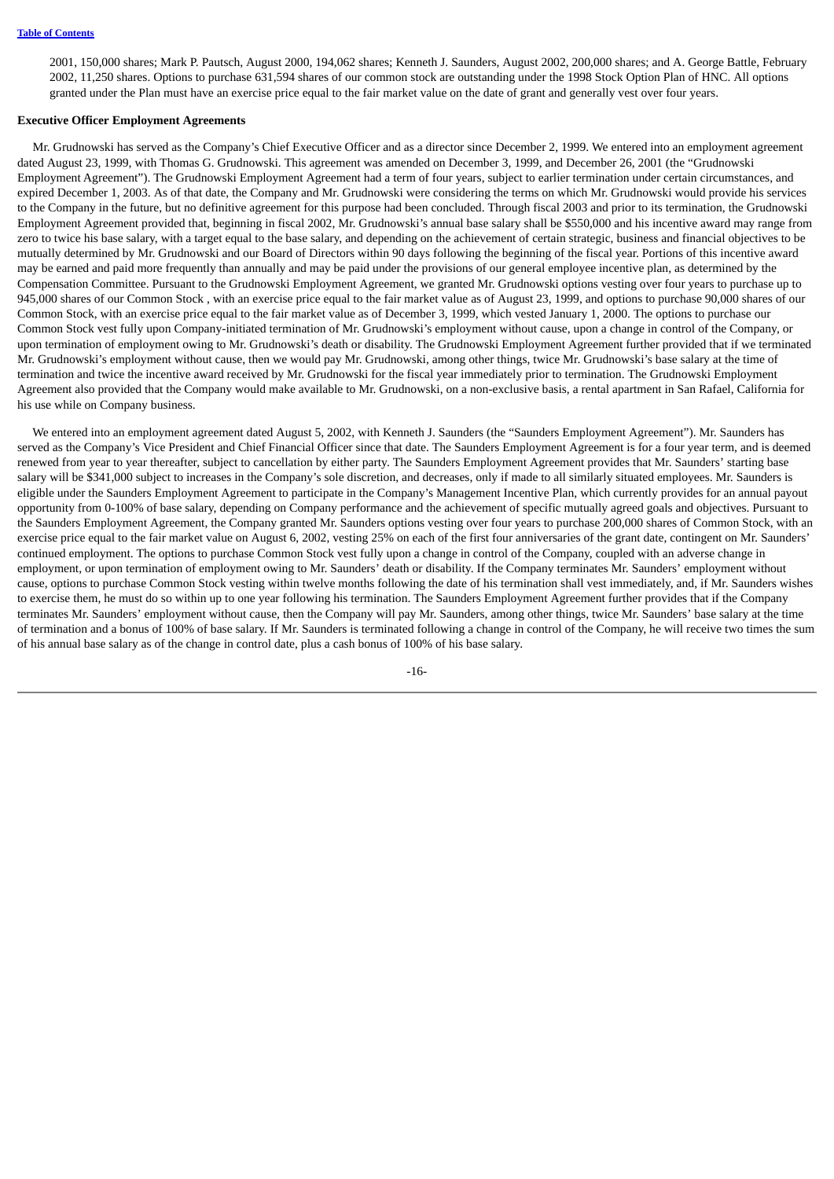2001, 150,000 shares; Mark P. Pautsch, August 2000, 194,062 shares; Kenneth J. Saunders, August 2002, 200,000 shares; and A. George Battle, February 2002, 11,250 shares. Options to purchase 631,594 shares of our common stock are outstanding under the 1998 Stock Option Plan of HNC. All options granted under the Plan must have an exercise price equal to the fair market value on the date of grant and generally vest over four years.

**Executive Officer Employment Agreements**

Mr. Grudnowski has served as the Company's Chief Executive Officer and as a director since December 2, 1999. We entered into an employment agreement dated August 23, 1999, with Thomas G. Grudnowski. This agreement was amended on December 3, 1999, and December 26, 2001 (the "Grudnowski Employment Agreement"). The Grudnowski Employment Agreement had a term of four years, subject to earlier termination under certain circumstances, and expired December 1, 2003. As of that date, the Company and Mr. Grudnowski were considering the terms on which Mr. Grudnowski would provide his services to the Company in the future, but no definitive agreement for this purpose had been concluded. Through fiscal 2003 and prior to its termination, the Grudnowski Employment Agreement provided that, beginning in fiscal 2002, Mr. Grudnowski's annual base salary shall be $550,000 and his incentive award may range from zero to twice his base salary, with a target equal to the base salary, and depending on the achievement of certain strategic, business and financial objectives to be mutually determined by Mr. Grudnowski and our Board of Directors within 90 days following the beginning of the fiscal year. Portions of this incentive award may be earned and paid more frequently than annually and may be paid under the provisions of our general employee incentive plan, as determined by the Compensation Committee. Pursuant to the Grudnowski Employment Agreement, we granted Mr. Grudnowski options vesting over four years to purchase up to 945,000 shares of our Common Stock , with an exercise price equal to the fair market value as of August 23, 1999, and options to purchase 90,000 shares of our Common Stock, with an exercise price equal to the fair market value as of December 3, 1999, which vested January 1, 2000. The options to purchase our Common Stock vest fully upon Company-initiated termination of Mr. Grudnowski's employment without cause, upon a change in control of the Company, or upon termination of employment owing to Mr. Grudnowski's death or disability. The Grudnowski Employment Agreement further provided that if we terminated Mr. Grudnowski's employment without cause, then we would pay Mr. Grudnowski, among other things, twice Mr. Grudnowski's base salary at the time of termination and twice the incentive award received by Mr. Grudnowski for the fiscal year immediately prior to termination. The Grudnowski Employment Agreement also provided that the Company would make available to Mr. Grudnowski, on a non-exclusive basis, a rental apartment in San Rafael, California for his use while on Company business.

We entered into an employment agreement dated August 5, 2002, with Kenneth J. Saunders (the "Saunders Employment Agreement"). Mr. Saunders has served as the Company's Vice President and Chief Financial Officer since that date. The Saunders Employment Agreement is for a four year term, and is deemed renewed from year to year thereafter, subject to cancellation by either party. The Saunders Employment Agreement provides that Mr. Saunders' starting base salary will be $341,000 subject to increases in the Company's sole discretion, and decreases, only if made to all similarly situated employees. Mr. Saunders is eligible under the Saunders Employment Agreement to participate in the Company's Management Incentive Plan, which currently provides for an annual payout opportunity from 0-100% of base salary, depending on Company performance and the achievement of specific mutually agreed goals and objectives. Pursuant to the Saunders Employment Agreement, the Company granted Mr. Saunders options vesting over four years to purchase 200,000 shares of Common Stock, with an exercise price equal to the fair market value on August 6, 2002, vesting 25% on each of the first four anniversaries of the grant date, contingent on Mr. Saunders' continued employment. The options to purchase Common Stock vest fully upon a change in control of the Company, coupled with an adverse change in employment, or upon termination of employment owing to Mr. Saunders' death or disability. If the Company terminates Mr. Saunders' employment without cause, options to purchase Common Stock vesting within twelve months following the date of his termination shall vest immediately, and, if Mr. Saunders wishes to exercise them, he must do so within up to one year following his termination. The Saunders Employment Agreement further provides that if the Company terminates Mr. Saunders' employment without cause, then the Company will pay Mr. Saunders, among other things, twice Mr. Saunders' base salary at the time of termination and a bonus of 100% of base salary. If Mr. Saunders is terminated following a change in control of the Company, he will receive two times the sum of his annual base salary as of the change in control date, plus a cash bonus of 100% of his base salary.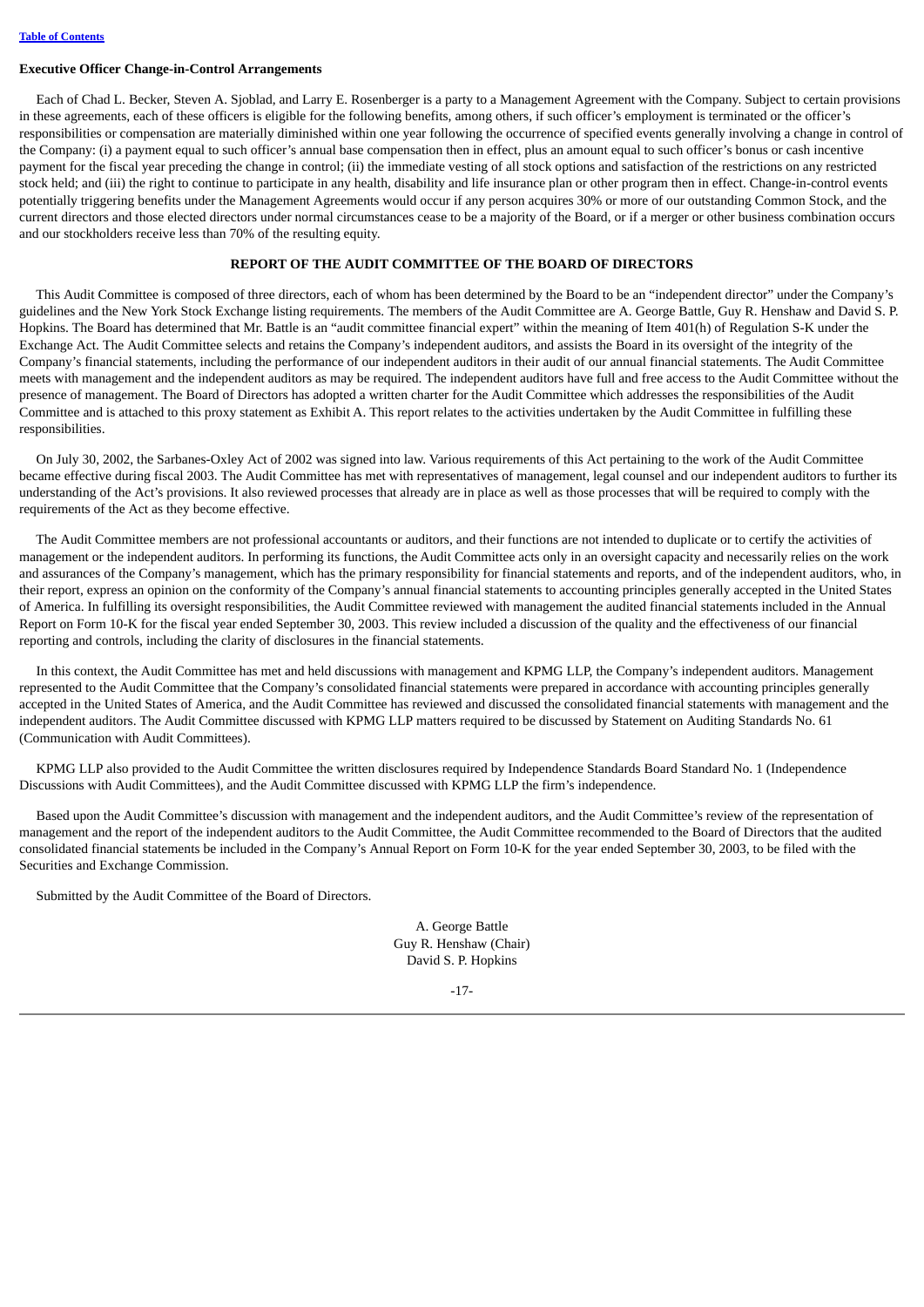**Executive Officer Change-in-Control Arrangements**

Each of Chad L. Becker, Steven A. Sjoblad, and Larry E. Rosenberger is a party to a Management Agreement with the Company. Subject to certain provisions in these agreements, each of these officers is eligible for the following benefits, among others, if such officer's employment is terminated or the officer's responsibilities or compensation are materially diminished within one year following the occurrence of specified events generally involving a change in control of the Company: (i) a payment equal to such officer's annual base compensation then in effect, plus an amount equal to such officer's bonus or cash incentive payment for the fiscal year preceding the change in control; (ii) the immediate vesting of all stock options and satisfaction of the restrictions on any restricted stock held; and (iii) the right to continue to participate in any health, disability and life insurance plan or other program then in effect. Change-in-control events potentially triggering benefits under the Management Agreements would occur if any person acquires 30% or more of our outstanding Common Stock, and the current directors and those elected directors under normal circumstances cease to be a majority of the Board, or if a merger or other business combination occurs and our stockholders receive less than 70% of the resulting equity.

## REPORT OF THE AUDIT COMMITTEE OF THE BOARD OF DIRECTORS

This Audit Committee is composed of three directors, each of whom has been determined by the Board to be an "independent director" under the Company's guidelines and the New York Stock Exchange listing requirements. The members of the Audit Committee are A. George Battle, Guy R. Henshaw and David S. P. Hopkins. The Board has determined that Mr. Battle is an "audit committee financial expert" within the meaning of Item 401(h) of Regulation S-K under the Exchange Act. The Audit Committee selects and retains the Company's independent auditors, and assists the Board in its oversight of the integrity of the Company's financial statements, including the performance of our independent auditors in their audit of our annual financial statements. The Audit Committee meets with management and the independent auditors as may be required. The independent auditors have full and free access to the Audit Committee without the presence of management. The Board of Directors has adopted a written charter for the Audit Committee which addresses the responsibilities of the Audit Committee and is attached to this proxy statement as Exhibit A. This report relates to the activities undertaken by the Audit Committee in fulfilling these responsibilities.

On July 30, 2002, the Sarbanes-Oxley Act of 2002 was signed into law. Various requirements of this Act pertaining to the work of the Audit Committee became effective during fiscal 2003. The Audit Committee has met with representatives of management, legal counsel and our independent auditors to further its understanding of the Act's provisions. It also reviewed processes that already are in place as well as those processes that will be required to comply with the requirements of the Act as they become effective.

The Audit Committee members are not professional accountants or auditors, and their functions are not intended to duplicate or to certify the activities of management or the independent auditors. In performing its functions, the Audit Committee acts only in an oversight capacity and necessarily relies on the work and assurances of the Company's management, which has the primary responsibility for financial statements and reports, and of the independent auditors, who, in their report, express an opinion on the conformity of the Company's annual financial statements to accounting principles generally accepted in the United States of America. In fulfilling its oversight responsibilities, the Audit Committee reviewed with management the audited financial statements included in the Annual Report on Form 10-K for the fiscal year ended September 30, 2003. This review included a discussion of the quality and the effectiveness of our financial reporting and controls, including the clarity of disclosures in the financial statements.

In this context, the Audit Committee has met and held discussions with management and KPMG LLP, the Company's independent auditors. Management represented to the Audit Committee that the Company's consolidated financial statements were prepared in accordance with accounting principles generally accepted in the United States of America, and the Audit Committee has reviewed and discussed the consolidated financial statements with management and the independent auditors. The Audit Committee discussed with KPMG LLP matters required to be discussed by Statement on Auditing Standards No. 61 (Communication with Audit Committees).

KPMG LLP also provided to the Audit Committee the written disclosures required by Independence Standards Board Standard No. 1 (Independence Discussions with Audit Committees), and the Audit Committee discussed with KPMG LLP the firm's independence.

Based upon the Audit Committee's discussion with management and the independent auditors, and the Audit Committee's review of the representation of management and the report of the independent auditors to the Audit Committee, the Audit Committee recommended to the Board of Directors that the audited consolidated financial statements be included in the Company's Annual Report on Form 10-K for the year ended September 30, 2003, to be filed with the Securities and Exchange Commission.

Submitted by the Audit Committee of the Board of Directors.

A. George Battle
Guy R. Henshaw (Chair)
David S. P. Hopkins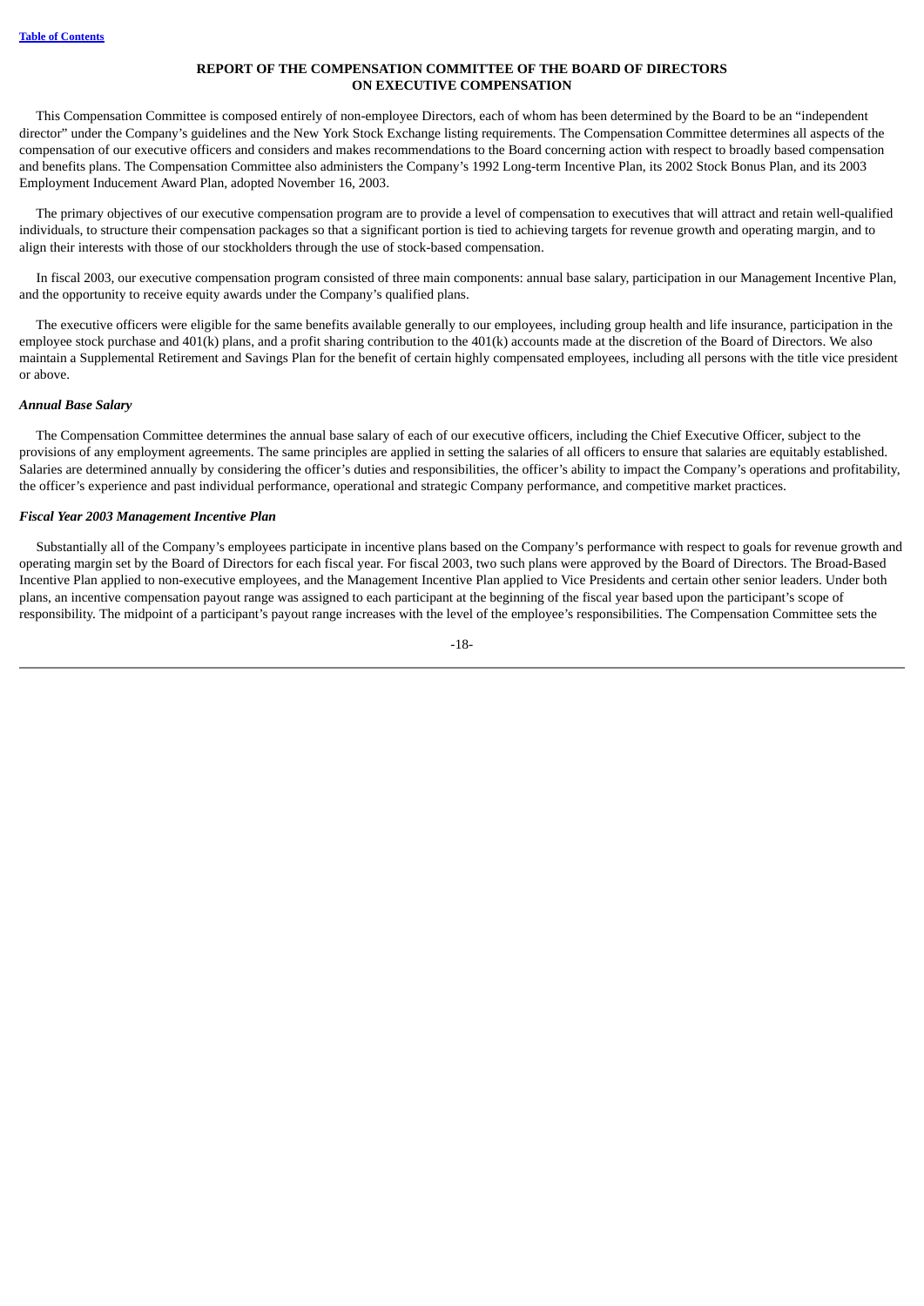## REPORT OF THE COMPENSATION COMMITTEE OF THE BOARD OF DIRECTORS ON EXECUTIVE COMPENSATION

This Compensation Committee is composed entirely of non-employee Directors, each of whom has been determined by the Board to be an "independent director" under the Company's guidelines and the New York Stock Exchange listing requirements. The Compensation Committee determines all aspects of the compensation of our executive officers and considers and makes recommendations to the Board concerning action with respect to broadly based compensation and benefits plans. The Compensation Committee also administers the Company's 1992 Long-term Incentive Plan, its 2002 Stock Bonus Plan, and its 2003 Employment Inducement Award Plan, adopted November 16, 2003.

The primary objectives of our executive compensation program are to provide a level of compensation to executives that will attract and retain well-qualified individuals, to structure their compensation packages so that a significant portion is tied to achieving targets for revenue growth and operating margin, and to align their interests with those of our stockholders through the use of stock-based compensation.

In fiscal 2003, our executive compensation program consisted of three main components: annual base salary, participation in our Management Incentive Plan, and the opportunity to receive equity awards under the Company's qualified plans.

The executive officers were eligible for the same benefits available generally to our employees, including group health and life insurance, participation in the employee stock purchase and 401(k) plans, and a profit sharing contribution to the 401(k) accounts made at the discretion of the Board of Directors. We also maintain a Supplemental Retirement and Savings Plan for the benefit of certain highly compensated employees, including all persons with the title vice president or above.

### *Annual Base Salary*

The Compensation Committee determines the annual base salary of each of our executive officers, including the Chief Executive Officer, subject to the provisions of any employment agreements. The same principles are applied in setting the salaries of all officers to ensure that salaries are equitably established. Salaries are determined annually by considering the officer's duties and responsibilities, the officer's ability to impact the Company's operations and profitability, the officer's experience and past individual performance, operational and strategic Company performance, and competitive market practices.

### *Fiscal Year 2003 Management Incentive Plan*

Substantially all of the Company's employees participate in incentive plans based on the Company's performance with respect to goals for revenue growth and operating margin set by the Board of Directors for each fiscal year. For fiscal 2003, two such plans were approved by the Board of Directors. The Broad-Based Incentive Plan applied to non-executive employees, and the Management Incentive Plan applied to Vice Presidents and certain other senior leaders. Under both plans, an incentive compensation payout range was assigned to each participant at the beginning of the fiscal year based upon the participant's scope of responsibility. The midpoint of a participant's payout range increases with the level of the employee's responsibilities. The Compensation Committee sets the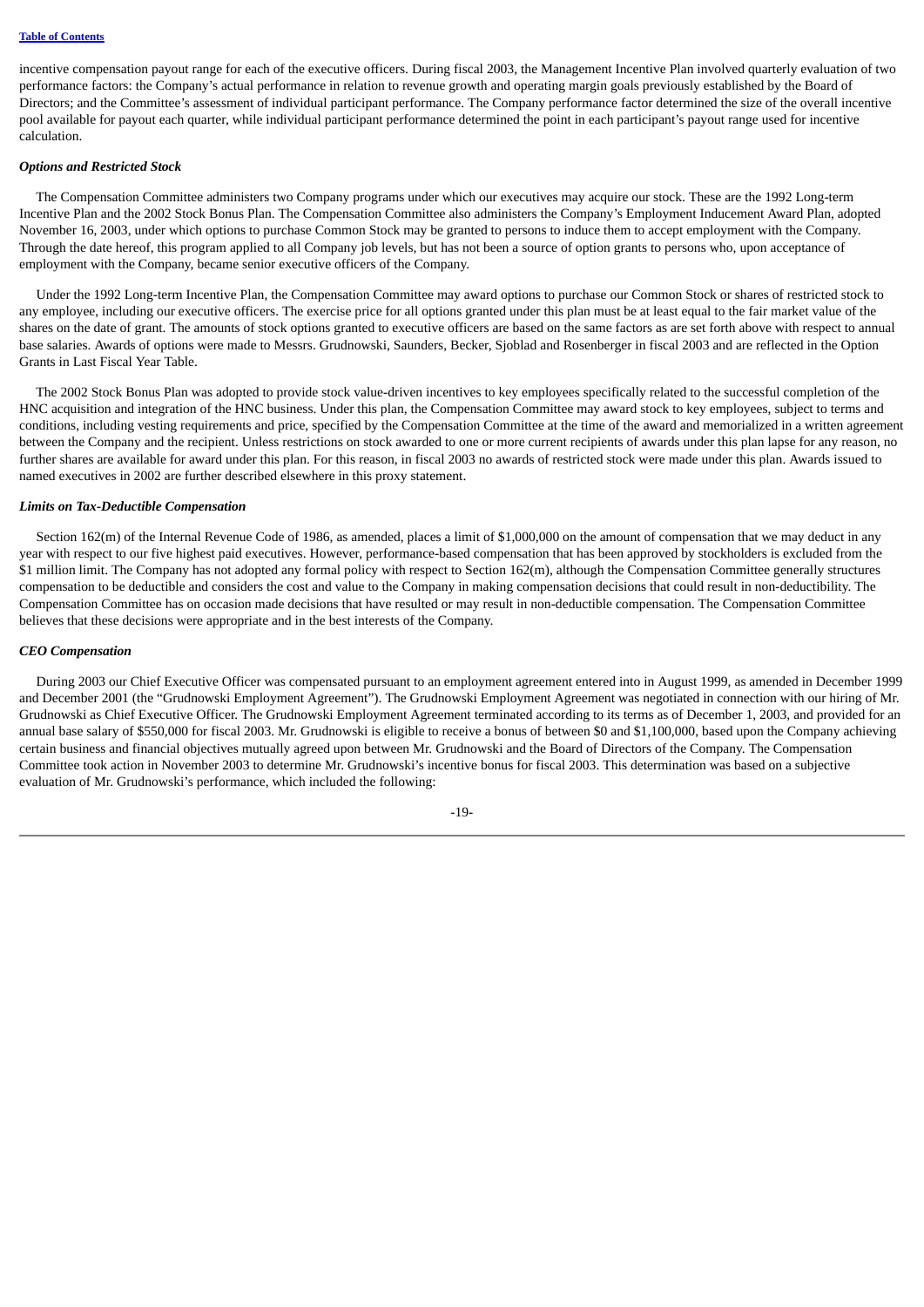incentive compensation payout range for each of the executive officers. During fiscal 2003, the Management Incentive Plan involved quarterly evaluation of two performance factors: the Company's actual performance in relation to revenue growth and operating margin goals previously established by the Board of Directors; and the Committee's assessment of individual participant performance. The Company performance factor determined the size of the overall incentive pool available for payout each quarter, while individual participant performance determined the point in each participant's payout range used for incentive calculation.

***Options and Restricted Stock***

The Compensation Committee administers two Company programs under which our executives may acquire our stock. These are the 1992 Long-term Incentive Plan and the 2002 Stock Bonus Plan. The Compensation Committee also administers the Company's Employment Inducement Award Plan, adopted November 16, 2003, under which options to purchase Common Stock may be granted to persons to induce them to accept employment with the Company. Through the date hereof, this program applied to all Company job levels, but has not been a source of option grants to persons who, upon acceptance of employment with the Company, became senior executive officers of the Company.

Under the 1992 Long-term Incentive Plan, the Compensation Committee may award options to purchase our Common Stock or shares of restricted stock to any employee, including our executive officers. The exercise price for all options granted under this plan must be at least equal to the fair market value of the shares on the date of grant. The amounts of stock options granted to executive officers are based on the same factors as are set forth above with respect to annual base salaries. Awards of options were made to Messrs. Grudnowski, Saunders, Becker, Sjoblad and Rosenberger in fiscal 2003 and are reflected in the Option Grants in Last Fiscal Year Table.

The 2002 Stock Bonus Plan was adopted to provide stock value-driven incentives to key employees specifically related to the successful completion of the HNC acquisition and integration of the HNC business. Under this plan, the Compensation Committee may award stock to key employees, subject to terms and conditions, including vesting requirements and price, specified by the Compensation Committee at the time of the award and memorialized in a written agreement between the Company and the recipient. Unless restrictions on stock awarded to one or more current recipients of awards under this plan lapse for any reason, no further shares are available for award under this plan. For this reason, in fiscal 2003 no awards of restricted stock were made under this plan. Awards issued to named executives in 2002 are further described elsewhere in this proxy statement.

***Limits on Tax-Deductible Compensation***

Section 162(m) of the Internal Revenue Code of 1986, as amended, places a limit of $1,000,000 on the amount of compensation that we may deduct in any year with respect to our five highest paid executives. However, performance-based compensation that has been approved by stockholders is excluded from the $1 million limit. The Company has not adopted any formal policy with respect to Section 162(m), although the Compensation Committee generally structures compensation to be deductible and considers the cost and value to the Company in making compensation decisions that could result in non-deductibility. The Compensation Committee has on occasion made decisions that have resulted or may result in non-deductible compensation. The Compensation Committee believes that these decisions were appropriate and in the best interests of the Company.

***CEO Compensation***

During 2003 our Chief Executive Officer was compensated pursuant to an employment agreement entered into in August 1999, as amended in December 1999 and December 2001 (the "Grudnowski Employment Agreement"). The Grudnowski Employment Agreement was negotiated in connection with our hiring of Mr. Grudnowski as Chief Executive Officer. The Grudnowski Employment Agreement terminated according to its terms as of December 1, 2003, and provided for an annual base salary of $550,000 for fiscal 2003. Mr. Grudnowski is eligible to receive a bonus of between $0 and $1,100,000, based upon the Company achieving certain business and financial objectives mutually agreed upon between Mr. Grudnowski and the Board of Directors of the Company. The Compensation Committee took action in November 2003 to determine Mr. Grudnowski's incentive bonus for fiscal 2003. This determination was based on a subjective evaluation of Mr. Grudnowski's performance, which included the following: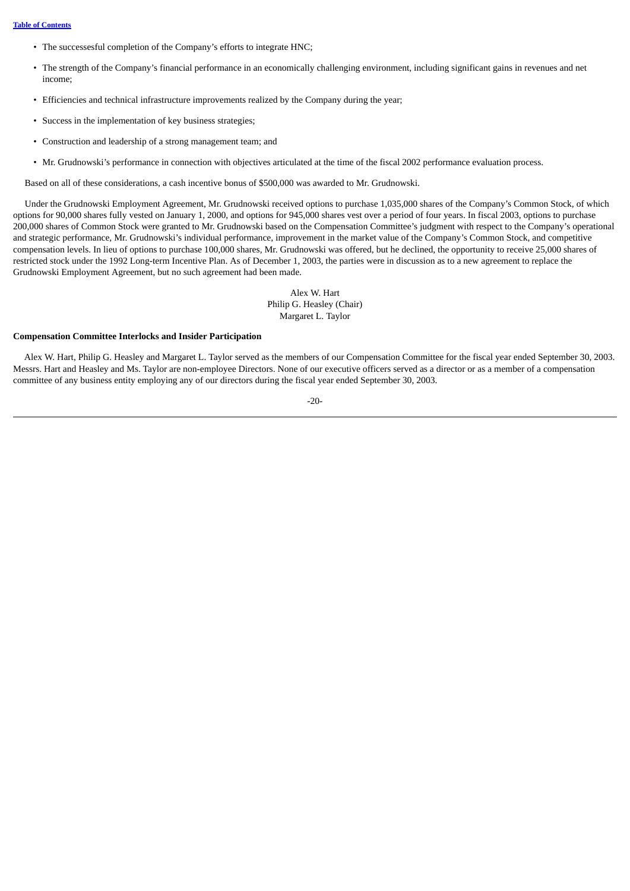- The successesful completion of the Company's efforts to integrate HNC;
- The strength of the Company's financial performance in an economically challenging environment, including significant gains in revenues and net income;
- Efficiencies and technical infrastructure improvements realized by the Company during the year;
- Success in the implementation of key business strategies;
- Construction and leadership of a strong management team; and
- Mr. Grudnowski's performance in connection with objectives articulated at the time of the fiscal 2002 performance evaluation process.

Based on all of these considerations, a cash incentive bonus of $500,000 was awarded to Mr. Grudnowski.

Under the Grudnowski Employment Agreement, Mr. Grudnowski received options to purchase 1,035,000 shares of the Company's Common Stock, of which options for 90,000 shares fully vested on January 1, 2000, and options for 945,000 shares vest over a period of four years. In fiscal 2003, options to purchase 200,000 shares of Common Stock were granted to Mr. Grudnowski based on the Compensation Committee's judgment with respect to the Company's operational and strategic performance, Mr. Grudnowski's individual performance, improvement in the market value of the Company's Common Stock, and competitive compensation levels. In lieu of options to purchase 100,000 shares, Mr. Grudnowski was offered, but he declined, the opportunity to receive 25,000 shares of restricted stock under the 1992 Long-term Incentive Plan. As of December 1, 2003, the parties were in discussion as to a new agreement to replace the Grudnowski Employment Agreement, but no such agreement had been made.

Alex W. Hart
Philip G. Heasley (Chair)
Margaret L. Taylor

**Compensation Committee Interlocks and Insider Participation**

Alex W. Hart, Philip G. Heasley and Margaret L. Taylor served as the members of our Compensation Committee for the fiscal year ended September 30, 2003. Messrs. Hart and Heasley and Ms. Taylor are non-employee Directors. None of our executive officers served as a director or as a member of a compensation committee of any business entity employing any of our directors during the fiscal year ended September 30, 2003.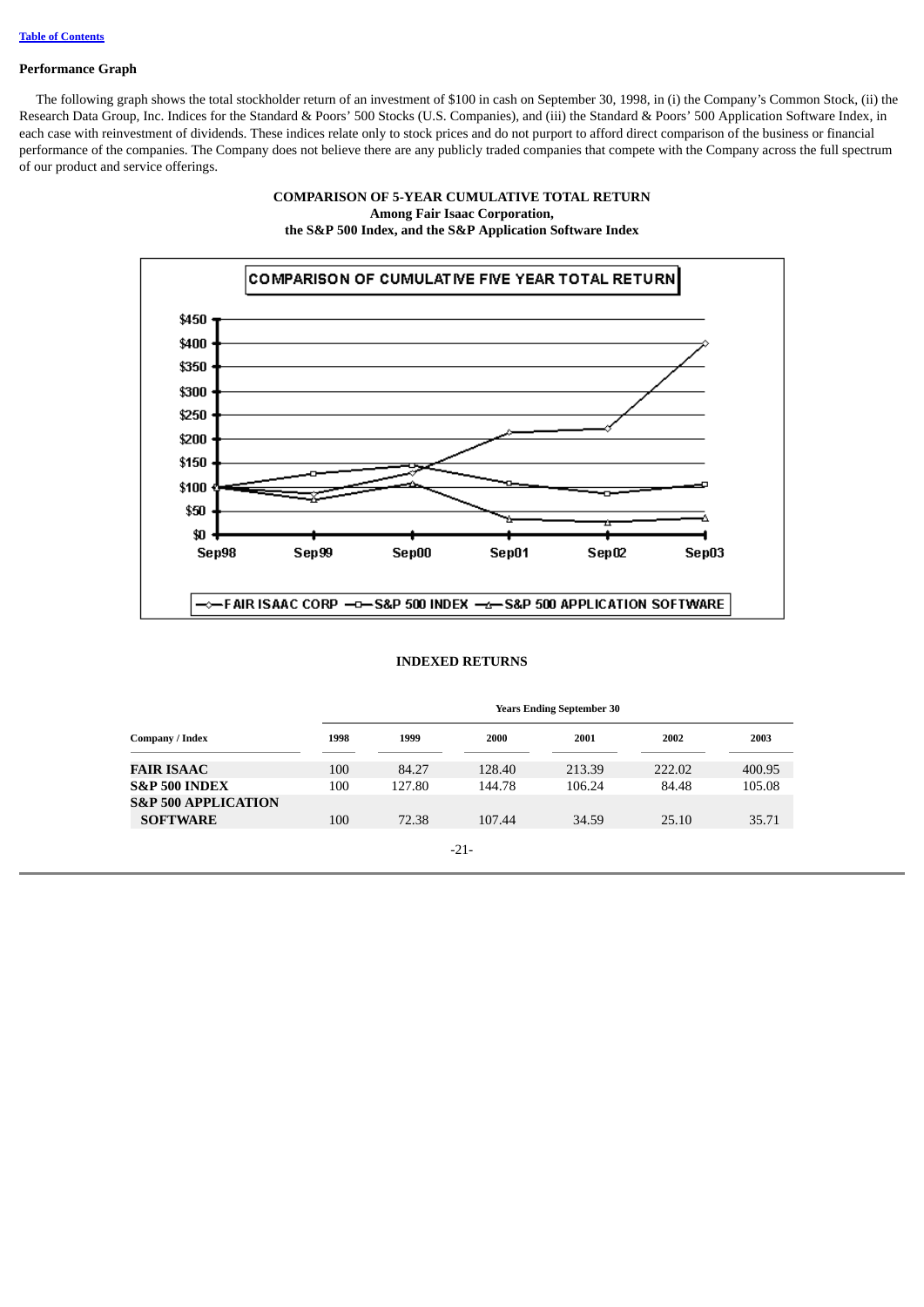[Table of Contents](#)

**Performance Graph**

The following graph shows the total stockholder return of an investment of $100 in cash on September 30, 1998, in (i) the Company's Common Stock, (ii) the Research Data Group, Inc. Indices for the Standard & Poors' 500 Stocks (U.S. Companies), and (iii) the Standard & Poors' 500 Application Software Index, in each case with reinvestment of dividends. These indices relate only to stock prices and do not purport to afford direct comparison of the business or financial performance of the companies. The Company does not believe there are any publicly traded companies that compete with the Company across the full spectrum of our product and service offerings.

**COMPARISON OF 5-YEAR CUMULATIVE TOTAL RETURN**
**Among Fair Isaac Corporation,**
**the S&P 500 Index, and the S&P Application Software Index**

**INDEXED RETURNS**

| Company / Index | Years Ending September 30 | | | | | |
|---|---|---|---|---|---|---|
| | 1998 | 1999 | 2000 | 2001 | 2002 | 2003 |
| **FAIR ISAAC** | 100 | 84.27 | 128.40 | 213.39 | 222.02 | 400.95 |
| **S&P 500 INDEX** | 100 | 127.80 | 144.78 | 106.24 | 84.48 | 105.08 |
| **S&P 500 APPLICATION SOFTWARE** | 100 | 72.38 | 107.44 | 34.59 | 25.10 | 35.71 |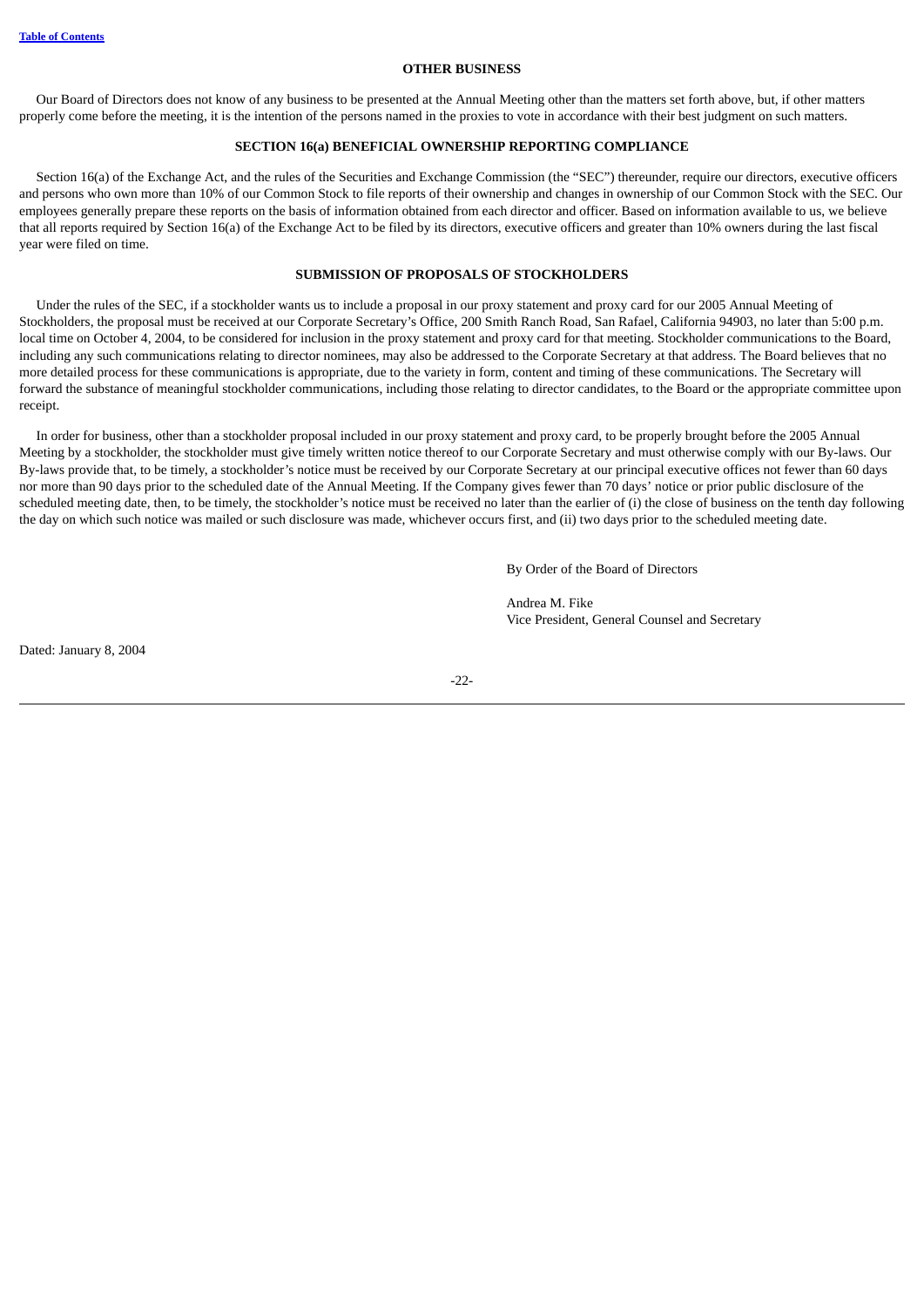## OTHER BUSINESS

Our Board of Directors does not know of any business to be presented at the Annual Meeting other than the matters set forth above, but, if other matters properly come before the meeting, it is the intention of the persons named in the proxies to vote in accordance with their best judgment on such matters.

## SECTION 16(a) BENEFICIAL OWNERSHIP REPORTING COMPLIANCE

Section 16(a) of the Exchange Act, and the rules of the Securities and Exchange Commission (the "SEC") thereunder, require our directors, executive officers and persons who own more than 10% of our Common Stock to file reports of their ownership and changes in ownership of our Common Stock with the SEC. Our employees generally prepare these reports on the basis of information obtained from each director and officer. Based on information available to us, we believe that all reports required by Section 16(a) of the Exchange Act to be filed by its directors, executive officers and greater than 10% owners during the last fiscal year were filed on time.

## SUBMISSION OF PROPOSALS OF STOCKHOLDERS

Under the rules of the SEC, if a stockholder wants us to include a proposal in our proxy statement and proxy card for our 2005 Annual Meeting of Stockholders, the proposal must be received at our Corporate Secretary's Office, 200 Smith Ranch Road, San Rafael, California 94903, no later than 5:00 p.m. local time on October 4, 2004, to be considered for inclusion in the proxy statement and proxy card for that meeting. Stockholder communications to the Board, including any such communications relating to director nominees, may also be addressed to the Corporate Secretary at that address. The Board believes that no more detailed process for these communications is appropriate, due to the variety in form, content and timing of these communications. The Secretary will forward the substance of meaningful stockholder communications, including those relating to director candidates, to the Board or the appropriate committee upon receipt.

In order for business, other than a stockholder proposal included in our proxy statement and proxy card, to be properly brought before the 2005 Annual Meeting by a stockholder, the stockholder must give timely written notice thereof to our Corporate Secretary and must otherwise comply with our By-laws. Our By-laws provide that, to be timely, a stockholder's notice must be received by our Corporate Secretary at our principal executive offices not fewer than 60 days nor more than 90 days prior to the scheduled date of the Annual Meeting. If the Company gives fewer than 70 days' notice or prior public disclosure of the scheduled meeting date, then, to be timely, the stockholder's notice must be received no later than the earlier of (i) the close of business on the tenth day following the day on which such notice was mailed or such disclosure was made, whichever occurs first, and (ii) two days prior to the scheduled meeting date.

By Order of the Board of Directors

Andrea M. Fike
Vice President, General Counsel and Secretary

Dated: January 8, 2004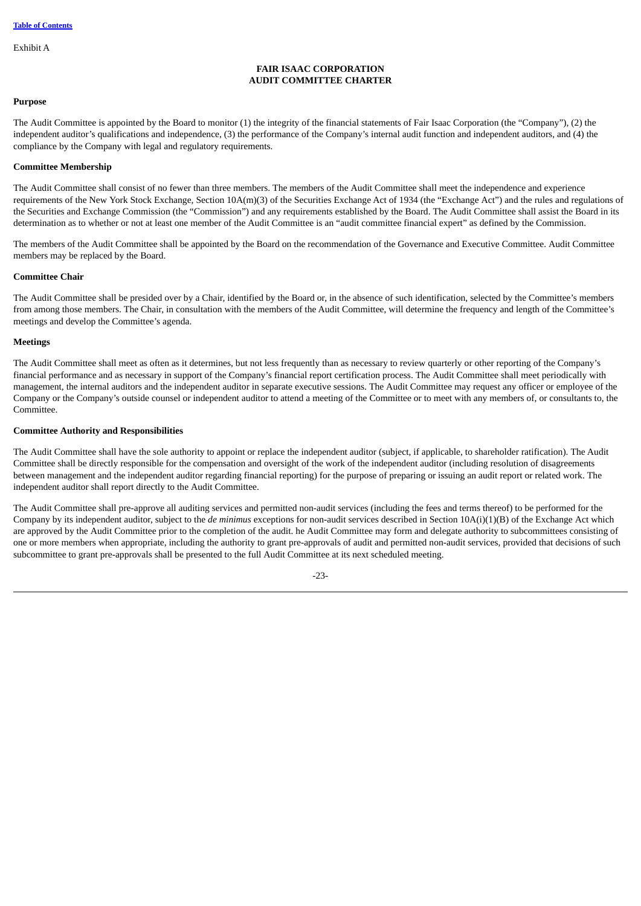Exhibit A

# FAIR ISAAC CORPORATION
# AUDIT COMMITTEE CHARTER

**Purpose**

The Audit Committee is appointed by the Board to monitor (1) the integrity of the financial statements of Fair Isaac Corporation (the "Company"), (2) the independent auditor's qualifications and independence, (3) the performance of the Company's internal audit function and independent auditors, and (4) the compliance by the Company with legal and regulatory requirements.

**Committee Membership**

The Audit Committee shall consist of no fewer than three members. The members of the Audit Committee shall meet the independence and experience requirements of the New York Stock Exchange, Section 10A(m)(3) of the Securities Exchange Act of 1934 (the "Exchange Act") and the rules and regulations of the Securities and Exchange Commission (the "Commission") and any requirements established by the Board. The Audit Committee shall assist the Board in its determination as to whether or not at least one member of the Audit Committee is an "audit committee financial expert" as defined by the Commission.

The members of the Audit Committee shall be appointed by the Board on the recommendation of the Governance and Executive Committee. Audit Committee members may be replaced by the Board.

**Committee Chair**

The Audit Committee shall be presided over by a Chair, identified by the Board or, in the absence of such identification, selected by the Committee's members from among those members. The Chair, in consultation with the members of the Audit Committee, will determine the frequency and length of the Committee's meetings and develop the Committee's agenda.

**Meetings**

The Audit Committee shall meet as often as it determines, but not less frequently than as necessary to review quarterly or other reporting of the Company's financial performance and as necessary in support of the Company's financial report certification process. The Audit Committee shall meet periodically with management, the internal auditors and the independent auditor in separate executive sessions. The Audit Committee may request any officer or employee of the Company or the Company's outside counsel or independent auditor to attend a meeting of the Committee or to meet with any members of, or consultants to, the Committee.

**Committee Authority and Responsibilities**

The Audit Committee shall have the sole authority to appoint or replace the independent auditor (subject, if applicable, to shareholder ratification). The Audit Committee shall be directly responsible for the compensation and oversight of the work of the independent auditor (including resolution of disagreements between management and the independent auditor regarding financial reporting) for the purpose of preparing or issuing an audit report or related work. The independent auditor shall report directly to the Audit Committee.

The Audit Committee shall pre-approve all auditing services and permitted non-audit services (including the fees and terms thereof) to be performed for the Company by its independent auditor, subject to the *de minimus* exceptions for non-audit services described in Section 10A(i)(1)(B) of the Exchange Act which are approved by the Audit Committee prior to the completion of the audit. he Audit Committee may form and delegate authority to subcommittees consisting of one or more members when appropriate, including the authority to grant pre-approvals of audit and permitted non-audit services, provided that decisions of such subcommittee to grant pre-approvals shall be presented to the full Audit Committee at its next scheduled meeting.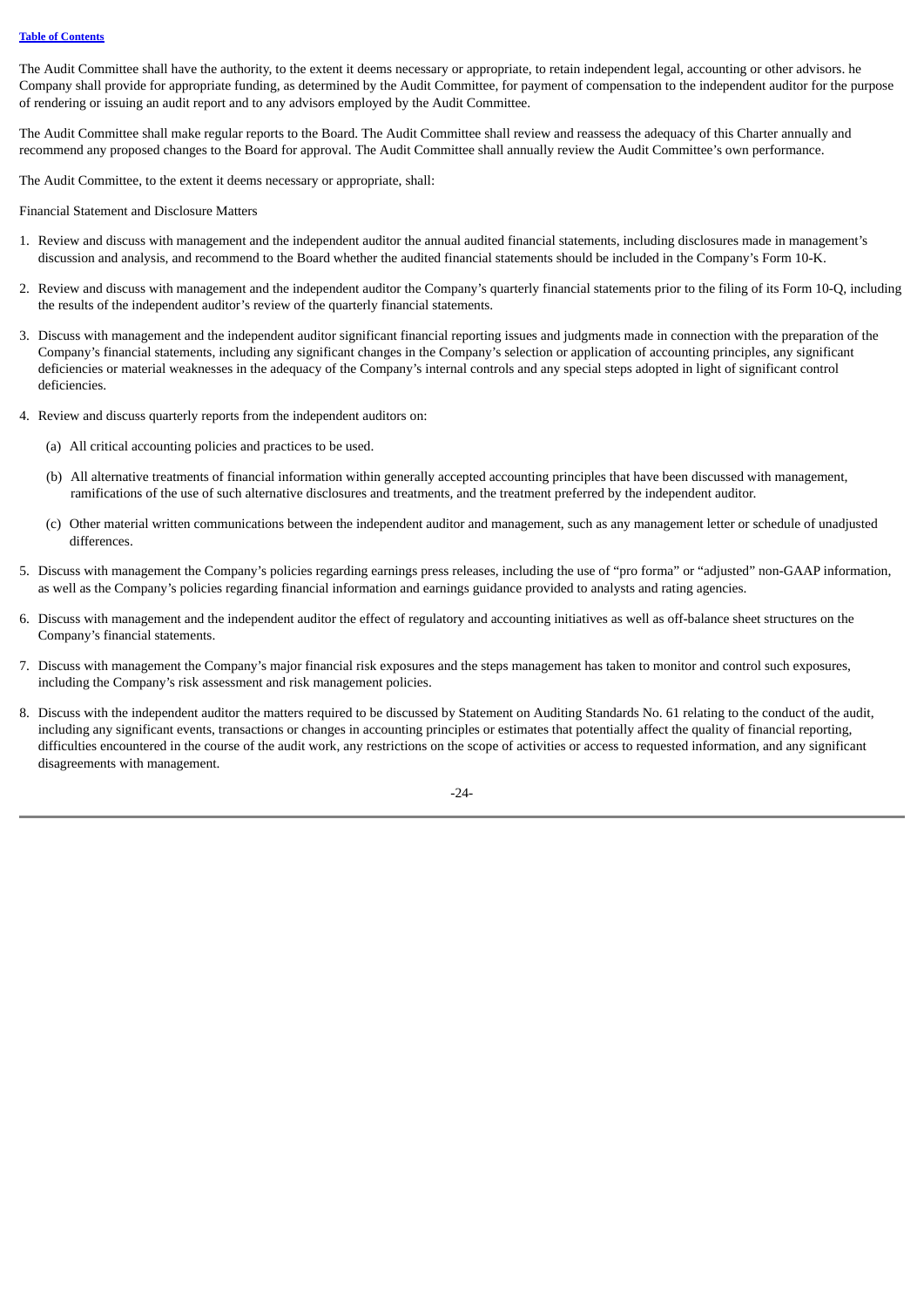The Audit Committee shall have the authority, to the extent it deems necessary or appropriate, to retain independent legal, accounting or other advisors. he Company shall provide for appropriate funding, as determined by the Audit Committee, for payment of compensation to the independent auditor for the purpose of rendering or issuing an audit report and to any advisors employed by the Audit Committee.

The Audit Committee shall make regular reports to the Board. The Audit Committee shall review and reassess the adequacy of this Charter annually and recommend any proposed changes to the Board for approval. The Audit Committee shall annually review the Audit Committee's own performance.

The Audit Committee, to the extent it deems necessary or appropriate, shall:

Financial Statement and Disclosure Matters

1. Review and discuss with management and the independent auditor the annual audited financial statements, including disclosures made in management's discussion and analysis, and recommend to the Board whether the audited financial statements should be included in the Company's Form 10-K.

2. Review and discuss with management and the independent auditor the Company's quarterly financial statements prior to the filing of its Form 10-Q, including the results of the independent auditor's review of the quarterly financial statements.

3. Discuss with management and the independent auditor significant financial reporting issues and judgments made in connection with the preparation of the Company's financial statements, including any significant changes in the Company's selection or application of accounting principles, any significant deficiencies or material weaknesses in the adequacy of the Company's internal controls and any special steps adopted in light of significant control deficiencies.

4. Review and discuss quarterly reports from the independent auditors on:

   (a) All critical accounting policies and practices to be used.

   (b) All alternative treatments of financial information within generally accepted accounting principles that have been discussed with management, ramifications of the use of such alternative disclosures and treatments, and the treatment preferred by the independent auditor.

   (c) Other material written communications between the independent auditor and management, such as any management letter or schedule of unadjusted differences.

5. Discuss with management the Company's policies regarding earnings press releases, including the use of "pro forma" or "adjusted" non-GAAP information, as well as the Company's policies regarding financial information and earnings guidance provided to analysts and rating agencies.

6. Discuss with management and the independent auditor the effect of regulatory and accounting initiatives as well as off-balance sheet structures on the Company's financial statements.

7. Discuss with management the Company's major financial risk exposures and the steps management has taken to monitor and control such exposures, including the Company's risk assessment and risk management policies.

8. Discuss with the independent auditor the matters required to be discussed by Statement on Auditing Standards No. 61 relating to the conduct of the audit, including any significant events, transactions or changes in accounting principles or estimates that potentially affect the quality of financial reporting, difficulties encountered in the course of the audit work, any restrictions on the scope of activities or access to requested information, and any significant disagreements with management.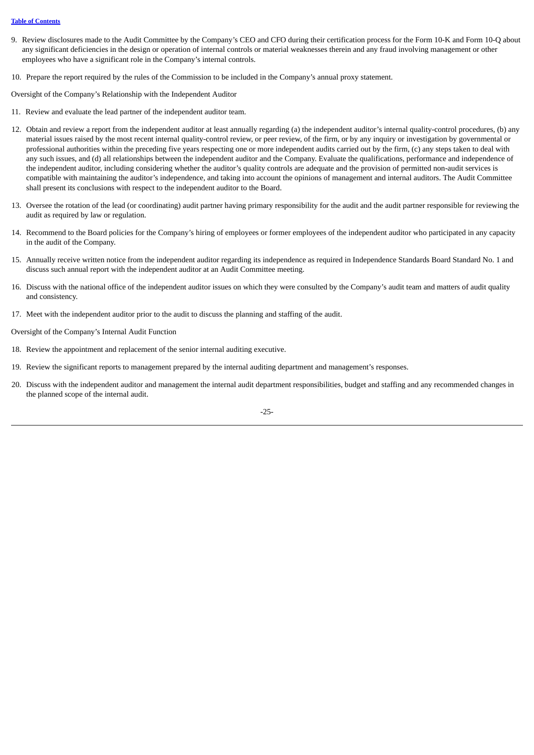9. Review disclosures made to the Audit Committee by the Company's CEO and CFO during their certification process for the Form 10-K and Form 10-Q about any significant deficiencies in the design or operation of internal controls or material weaknesses therein and any fraud involving management or other employees who have a significant role in the Company's internal controls.

10. Prepare the report required by the rules of the Commission to be included in the Company's annual proxy statement.

Oversight of the Company's Relationship with the Independent Auditor

11. Review and evaluate the lead partner of the independent auditor team.

12. Obtain and review a report from the independent auditor at least annually regarding (a) the independent auditor's internal quality-control procedures, (b) any material issues raised by the most recent internal quality-control review, or peer review, of the firm, or by any inquiry or investigation by governmental or professional authorities within the preceding five years respecting one or more independent audits carried out by the firm, (c) any steps taken to deal with any such issues, and (d) all relationships between the independent auditor and the Company. Evaluate the qualifications, performance and independence of the independent auditor, including considering whether the auditor's quality controls are adequate and the provision of permitted non-audit services is compatible with maintaining the auditor's independence, and taking into account the opinions of management and internal auditors. The Audit Committee shall present its conclusions with respect to the independent auditor to the Board.

13. Oversee the rotation of the lead (or coordinating) audit partner having primary responsibility for the audit and the audit partner responsible for reviewing the audit as required by law or regulation.

14. Recommend to the Board policies for the Company's hiring of employees or former employees of the independent auditor who participated in any capacity in the audit of the Company.

15. Annually receive written notice from the independent auditor regarding its independence as required in Independence Standards Board Standard No. 1 and discuss such annual report with the independent auditor at an Audit Committee meeting.

16. Discuss with the national office of the independent auditor issues on which they were consulted by the Company's audit team and matters of audit quality and consistency.

17. Meet with the independent auditor prior to the audit to discuss the planning and staffing of the audit.

Oversight of the Company's Internal Audit Function

18. Review the appointment and replacement of the senior internal auditing executive.

19. Review the significant reports to management prepared by the internal auditing department and management's responses.

20. Discuss with the independent auditor and management the internal audit department responsibilities, budget and staffing and any recommended changes in the planned scope of the internal audit.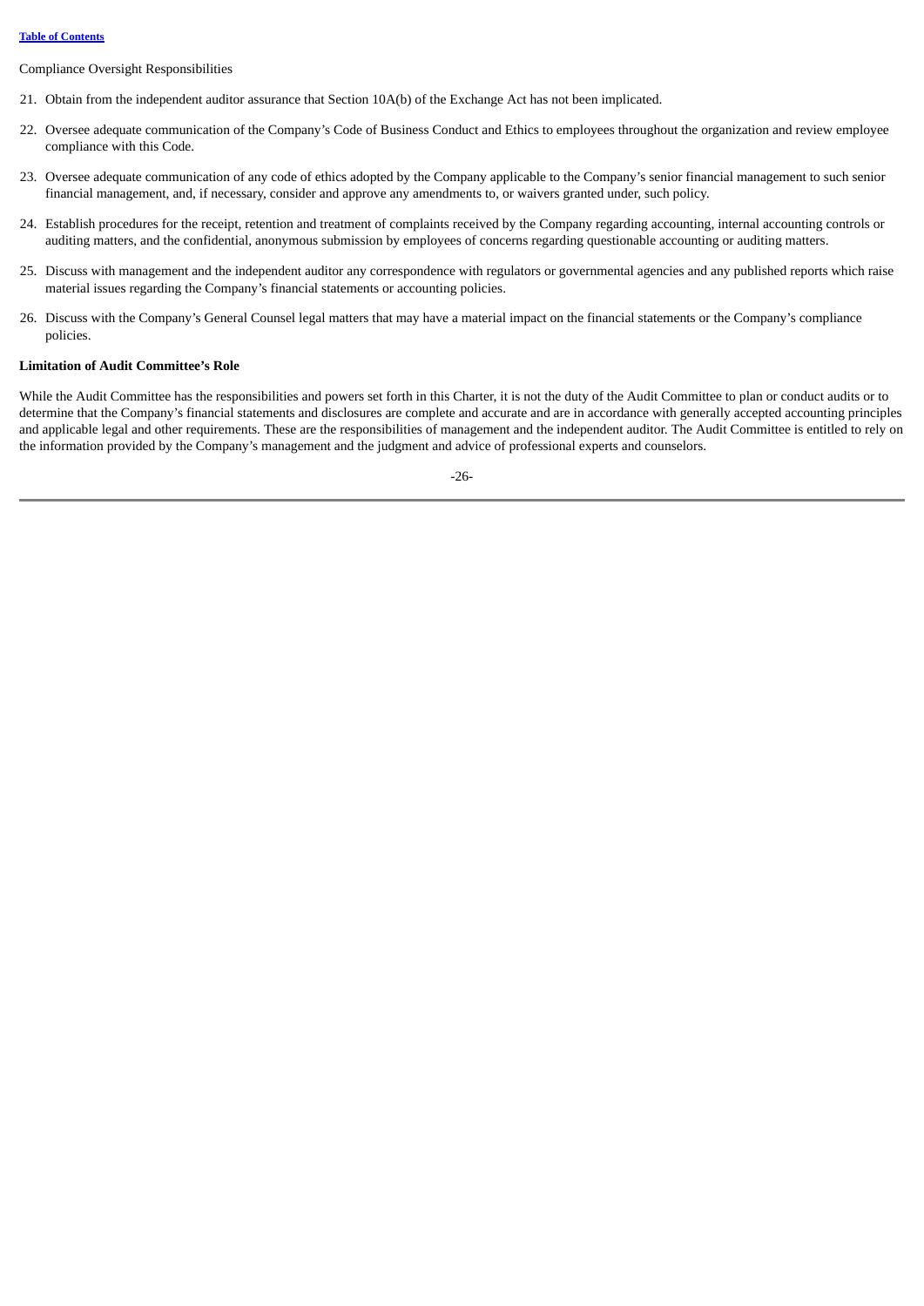Compliance Oversight Responsibilities

21. Obtain from the independent auditor assurance that Section 10A(b) of the Exchange Act has not been implicated.

22. Oversee adequate communication of the Company's Code of Business Conduct and Ethics to employees throughout the organization and review employee compliance with this Code.

23. Oversee adequate communication of any code of ethics adopted by the Company applicable to the Company's senior financial management to such senior financial management, and, if necessary, consider and approve any amendments to, or waivers granted under, such policy.

24. Establish procedures for the receipt, retention and treatment of complaints received by the Company regarding accounting, internal accounting controls or auditing matters, and the confidential, anonymous submission by employees of concerns regarding questionable accounting or auditing matters.

25. Discuss with management and the independent auditor any correspondence with regulators or governmental agencies and any published reports which raise material issues regarding the Company's financial statements or accounting policies.

26. Discuss with the Company's General Counsel legal matters that may have a material impact on the financial statements or the Company's compliance policies.

**Limitation of Audit Committee's Role**

While the Audit Committee has the responsibilities and powers set forth in this Charter, it is not the duty of the Audit Committee to plan or conduct audits or to determine that the Company's financial statements and disclosures are complete and accurate and are in accordance with generally accepted accounting principles and applicable legal and other requirements. These are the responsibilities of management and the independent auditor. The Audit Committee is entitled to rely on the information provided by the Company's management and the judgment and advice of professional experts and counselors.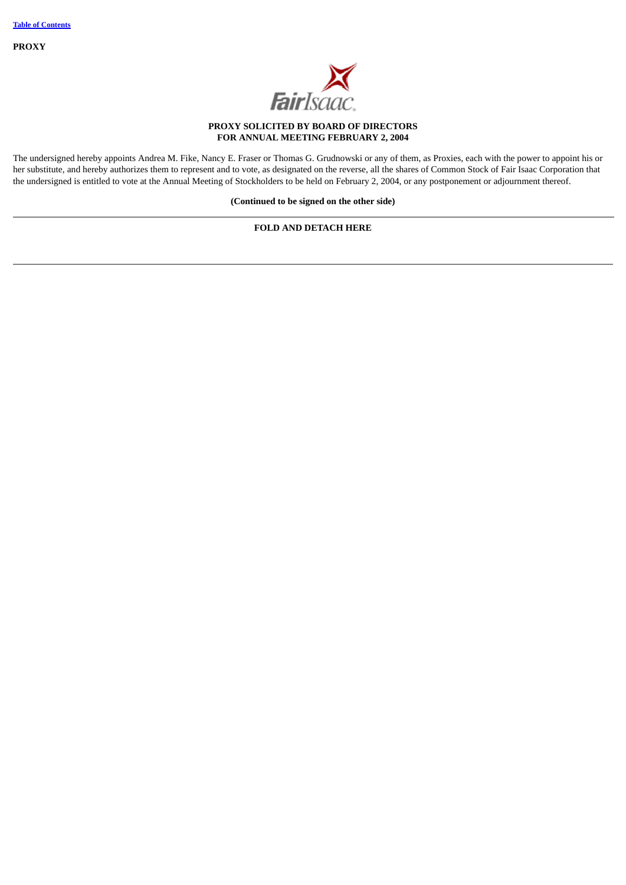**PROXY**

**PROXY SOLICITED BY BOARD OF DIRECTORS**
**FOR ANNUAL MEETING FEBRUARY 2, 2004**

The undersigned hereby appoints Andrea M. Fike, Nancy E. Fraser or Thomas G. Grudnowski or any of them, as Proxies, each with the power to appoint his or her substitute, and hereby authorizes them to represent and to vote, as designated on the reverse, all the shares of Common Stock of Fair Isaac Corporation that the undersigned is entitled to vote at the Annual Meeting of Stockholders to be held on February 2, 2004, or any postponement or adjournment thereof.

**(Continued to be signed on the other side)**

---

**FOLD AND DETACH HERE**

---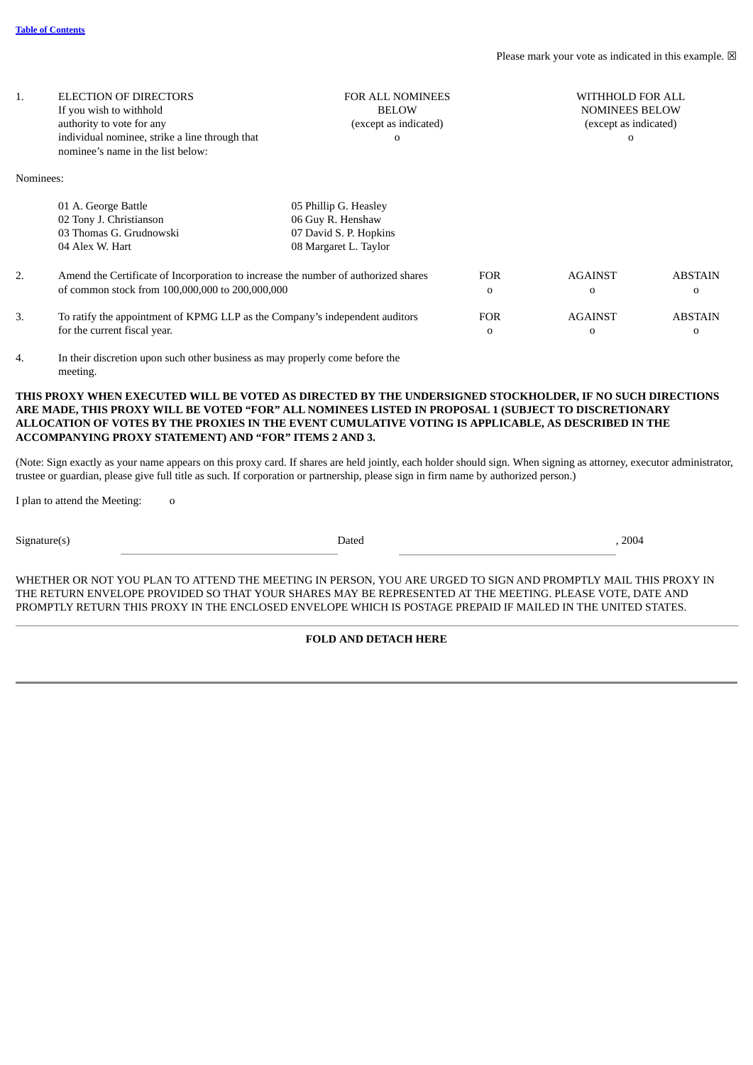[Table of Contents](#)

Please mark your vote as indicated in this example. ☒

| | | | |
|---|---|---|---|
| 1. | ELECTION OF DIRECTORS<br>If you wish to withhold authority to vote for any individual nominee, strike a line through that nominee's name in the list below: | FOR ALL NOMINEES BELOW<br>(except as indicated)<br>o | WITHHOLD FOR ALL NOMINEES BELOW<br>(except as indicated)<br>o |

Nominees:

| | |
|---|---|
| 01 A. George Battle | 05 Phillip G. Heasley |
| 02 Tony J. Christianson | 06 Guy R. Henshaw |
| 03 Thomas G. Grudnowski | 07 David S. P. Hopkins |
| 04 Alex W. Hart | 08 Margaret L. Taylor |

| | | FOR | AGAINST | ABSTAIN |
|---|---|---|---|---|
| 2. | Amend the Certificate of Incorporation to increase the number of authorized shares of common stock from 100,000,000 to 200,000,000 | o | o | o |
| 3. | To ratify the appointment of KPMG LLP as the Company's independent auditors for the current fiscal year. | o | o | o |

4. In their discretion upon such other business as may properly come before the meeting.

**THIS PROXY WHEN EXECUTED WILL BE VOTED AS DIRECTED BY THE UNDERSIGNED STOCKHOLDER, IF NO SUCH DIRECTIONS ARE MADE, THIS PROXY WILL BE VOTED "FOR" ALL NOMINEES LISTED IN PROPOSAL 1 (SUBJECT TO DISCRETIONARY ALLOCATION OF VOTES BY THE PROXIES IN THE EVENT CUMULATIVE VOTING IS APPLICABLE, AS DESCRIBED IN THE ACCOMPANYING PROXY STATEMENT) AND "FOR" ITEMS 2 AND 3.**

(Note: Sign exactly as your name appears on this proxy card. If shares are held jointly, each holder should sign. When signing as attorney, executor administrator, trustee or guardian, please give full title as such. If corporation or partnership, please sign in firm name by authorized person.)

I plan to attend the Meeting: o

Signature(s) \_\_\_\_\_\_\_\_\_\_\_\_\_\_\_\_\_\_\_\_\_\_\_\_\_\_\_\_ Dated \_\_\_\_\_\_\_\_\_\_\_\_\_\_\_\_\_\_\_\_\_\_\_\_\_\_\_\_, 2004

WHETHER OR NOT YOU PLAN TO ATTEND THE MEETING IN PERSON, YOU ARE URGED TO SIGN AND PROMPTLY MAIL THIS PROXY IN THE RETURN ENVELOPE PROVIDED SO THAT YOUR SHARES MAY BE REPRESENTED AT THE MEETING. PLEASE VOTE, DATE AND PROMPTLY RETURN THIS PROXY IN THE ENCLOSED ENVELOPE WHICH IS POSTAGE PREPAID IF MAILED IN THE UNITED STATES.

---

**FOLD AND DETACH HERE**

---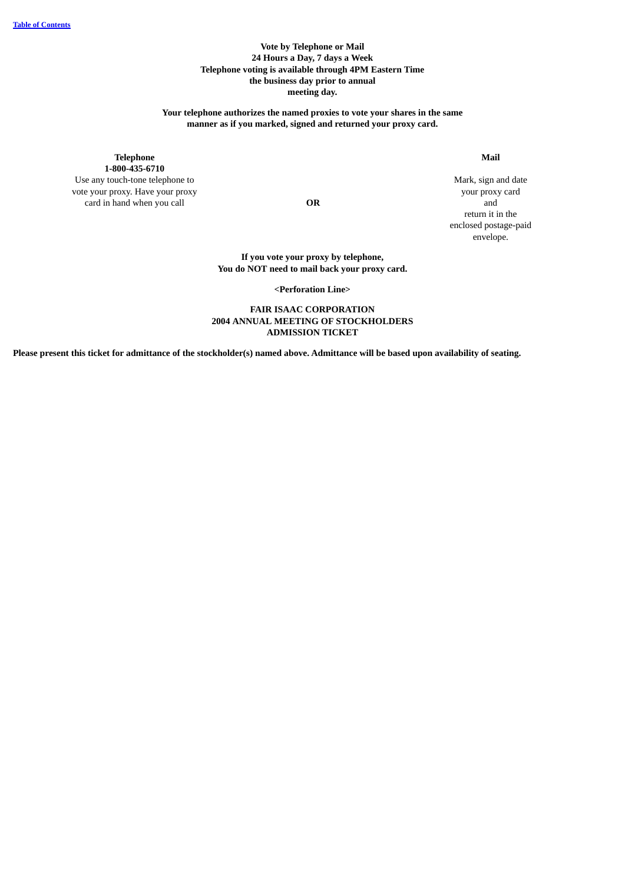**Vote by Telephone or Mail**
**24 Hours a Day, 7 days a Week**
**Telephone voting is available through 4PM Eastern Time the business day prior to annual meeting day.**

**Your telephone authorizes the named proxies to vote your shares in the same manner as if you marked, signed and returned your proxy card.**

| Telephone | | Mail |
| --- | --- | --- |
| **1-800-435-6710** | | |
| Use any touch-tone telephone to vote your proxy. Have your proxy card in hand when you call | **OR** | Mark, sign and date your proxy card and return it in the enclosed postage-paid envelope. |

**If you vote your proxy by telephone,**
**You do NOT need to mail back your proxy card.**

**<Perforation Line>**

**FAIR ISAAC CORPORATION**
**2004 ANNUAL MEETING OF STOCKHOLDERS**
**ADMISSION TICKET**

**Please present this ticket for admittance of the stockholder(s) named above. Admittance will be based upon availability of seating.**